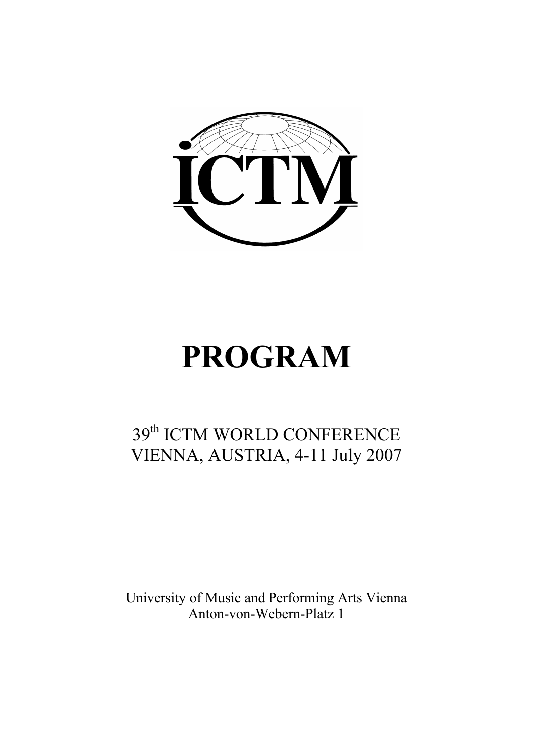ICTM

# PROGRAM

39th ICTM WORLD CONFERENCE
VIENNA, AUSTRIA, 4-11 July 2007

University of Music and Performing Arts Vienna
Anton-von-Webern-Platz 1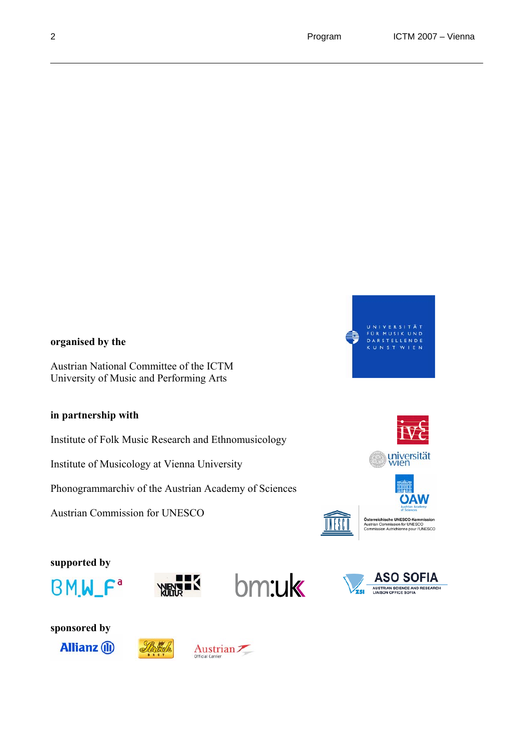**organised by the**

Austrian National Committee of the ICTM
University of Music and Performing Arts

**in partnership with**

Institute of Folk Music Research and Ethnomusicology

Institute of Musicology at Vienna University

Phonogrammarchiv of the Austrian Academy of Sciences

Austrian Commission for UNESCO

**supported by**

**sponsored by**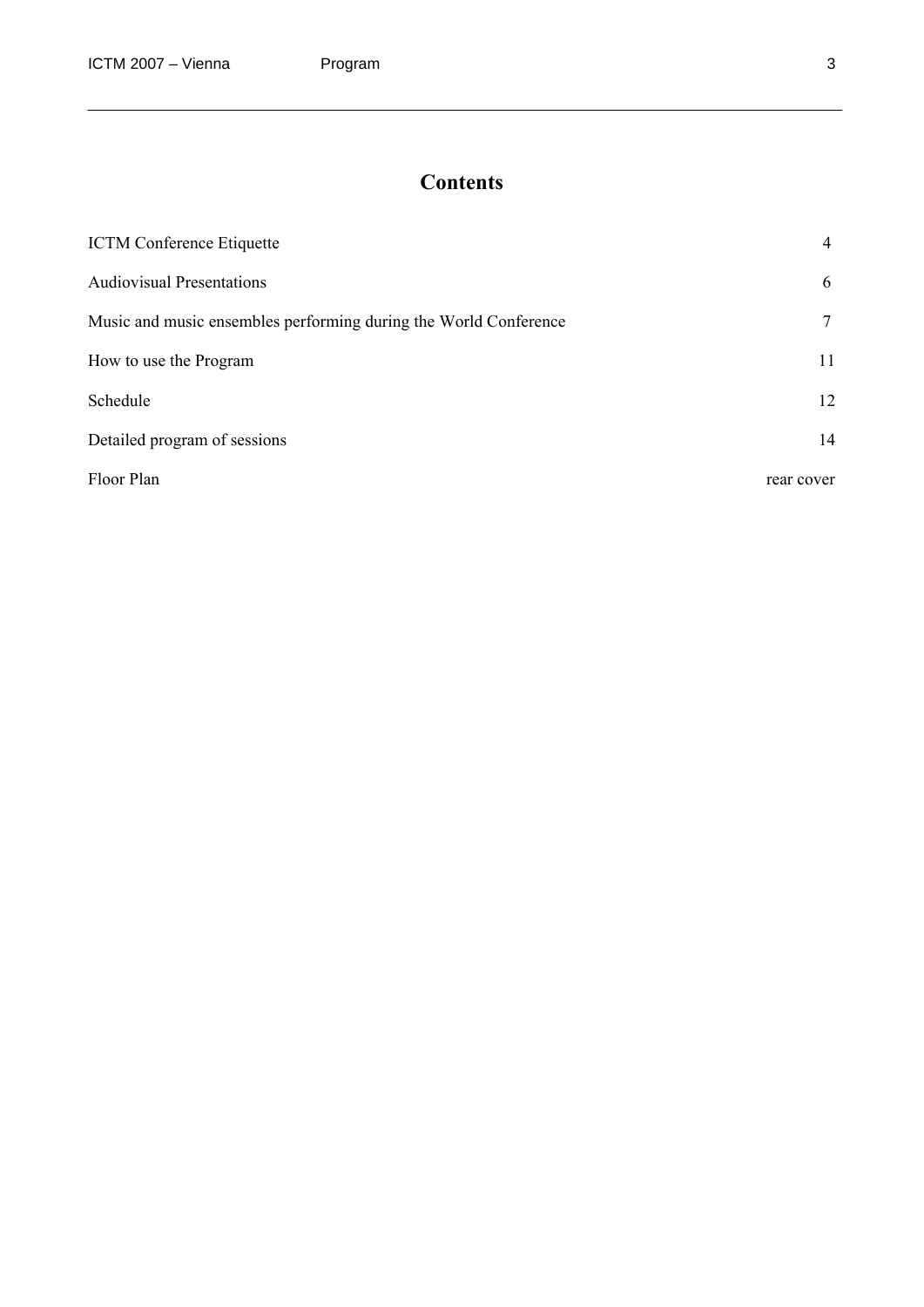# Contents

| | |
|---|---|
| ICTM Conference Etiquette | 4 |
| Audiovisual Presentations | 6 |
| Music and music ensembles performing during the World Conference | 7 |
| How to use the Program | 11 |
| Schedule | 12 |
| Detailed program of sessions | 14 |
| Floor Plan | rear cover |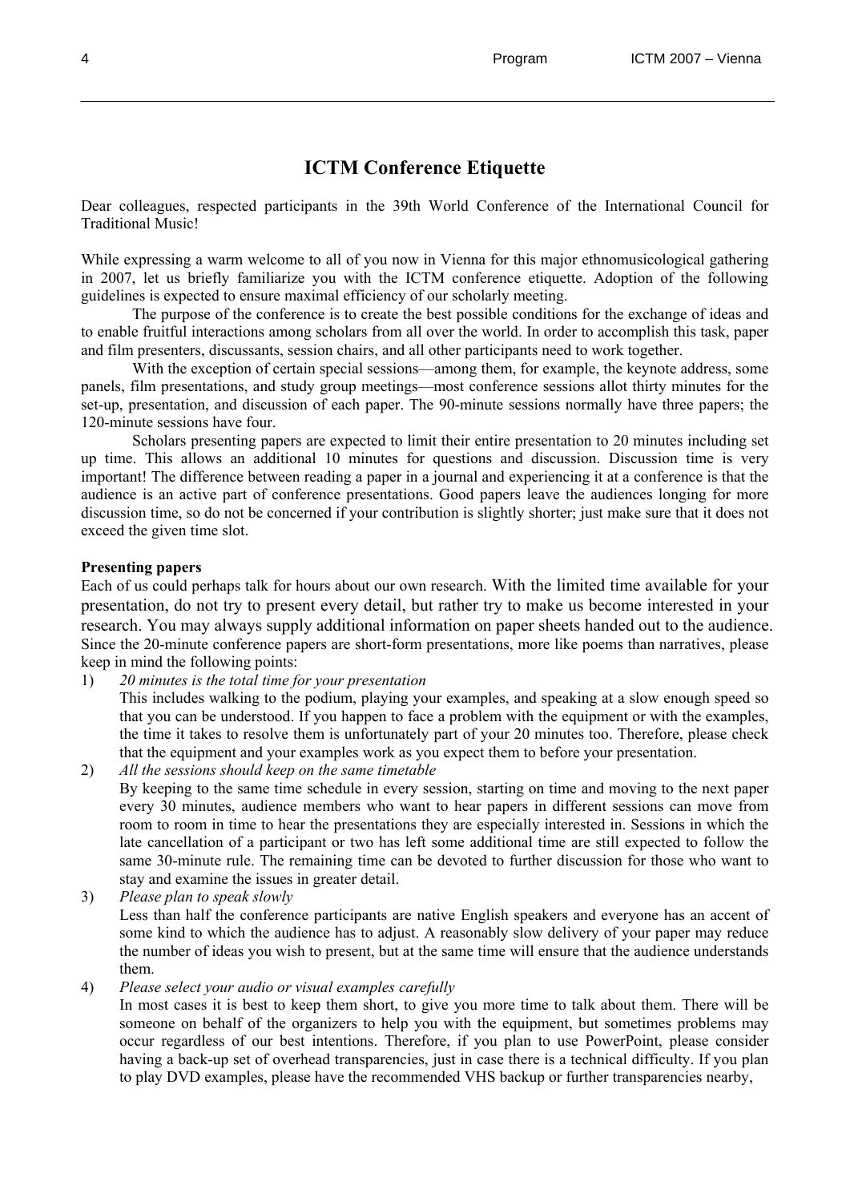# ICTM Conference Etiquette

Dear colleagues, respected participants in the 39th World Conference of the International Council for Traditional Music!

While expressing a warm welcome to all of you now in Vienna for this major ethnomusicological gathering in 2007, let us briefly familiarize you with the ICTM conference etiquette. Adoption of the following guidelines is expected to ensure maximal efficiency of our scholarly meeting.

The purpose of the conference is to create the best possible conditions for the exchange of ideas and to enable fruitful interactions among scholars from all over the world. In order to accomplish this task, paper and film presenters, discussants, session chairs, and all other participants need to work together.

With the exception of certain special sessions—among them, for example, the keynote address, some panels, film presentations, and study group meetings—most conference sessions allot thirty minutes for the set-up, presentation, and discussion of each paper. The 90-minute sessions normally have three papers; the 120-minute sessions have four.

Scholars presenting papers are expected to limit their entire presentation to 20 minutes including set up time. This allows an additional 10 minutes for questions and discussion. Discussion time is very important! The difference between reading a paper in a journal and experiencing it at a conference is that the audience is an active part of conference presentations. Good papers leave the audiences longing for more discussion time, so do not be concerned if your contribution is slightly shorter; just make sure that it does not exceed the given time slot.

**Presenting papers**

Each of us could perhaps talk for hours about our own research. With the limited time available for your presentation, do not try to present every detail, but rather try to make us become interested in your research. You may always supply additional information on paper sheets handed out to the audience. Since the 20-minute conference papers are short-form presentations, more like poems than narratives, please keep in mind the following points:

1) *20 minutes is the total time for your presentation*
   This includes walking to the podium, playing your examples, and speaking at a slow enough speed so that you can be understood. If you happen to face a problem with the equipment or with the examples, the time it takes to resolve them is unfortunately part of your 20 minutes too. Therefore, please check that the equipment and your examples work as you expect them to before your presentation.
2) *All the sessions should keep on the same timetable*
   By keeping to the same time schedule in every session, starting on time and moving to the next paper every 30 minutes, audience members who want to hear papers in different sessions can move from room to room in time to hear the presentations they are especially interested in. Sessions in which the late cancellation of a participant or two has left some additional time are still expected to follow the same 30-minute rule. The remaining time can be devoted to further discussion for those who want to stay and examine the issues in greater detail.
3) *Please plan to speak slowly*
   Less than half the conference participants are native English speakers and everyone has an accent of some kind to which the audience has to adjust. A reasonably slow delivery of your paper may reduce the number of ideas you wish to present, but at the same time will ensure that the audience understands them.
4) *Please select your audio or visual examples carefully*
   In most cases it is best to keep them short, to give you more time to talk about them. There will be someone on behalf of the organizers to help you with the equipment, but sometimes problems may occur regardless of our best intentions. Therefore, if you plan to use PowerPoint, please consider having a back-up set of overhead transparencies, just in case there is a technical difficulty. If you plan to play DVD examples, please have the recommended VHS backup or further transparencies nearby,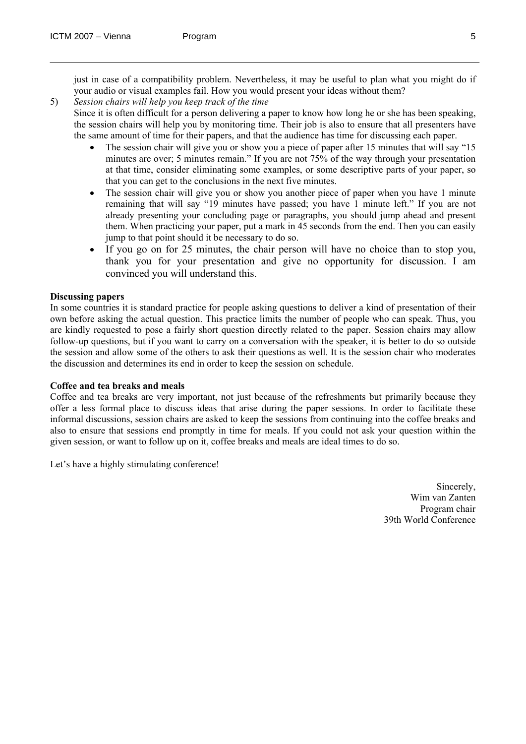just in case of a compatibility problem. Nevertheless, it may be useful to plan what you might do if your audio or visual examples fail. How you would present your ideas without them?

5) *Session chairs will help you keep track of the time*

   Since it is often difficult for a person delivering a paper to know how long he or she has been speaking, the session chairs will help you by monitoring time. Their job is also to ensure that all presenters have the same amount of time for their papers, and that the audience has time for discussing each paper.

   - The session chair will give you or show you a piece of paper after 15 minutes that will say "15 minutes are over; 5 minutes remain." If you are not 75% of the way through your presentation at that time, consider eliminating some examples, or some descriptive parts of your paper, so that you can get to the conclusions in the next five minutes.
   - The session chair will give you or show you another piece of paper when you have 1 minute remaining that will say "19 minutes have passed; you have 1 minute left." If you are not already presenting your concluding page or paragraphs, you should jump ahead and present them. When practicing your paper, put a mark in 45 seconds from the end. Then you can easily jump to that point should it be necessary to do so.
   - If you go on for 25 minutes, the chair person will have no choice than to stop you, thank you for your presentation and give no opportunity for discussion. I am convinced you will understand this.

**Discussing papers**

In some countries it is standard practice for people asking questions to deliver a kind of presentation of their own before asking the actual question. This practice limits the number of people who can speak. Thus, you are kindly requested to pose a fairly short question directly related to the paper. Session chairs may allow follow-up questions, but if you want to carry on a conversation with the speaker, it is better to do so outside the session and allow some of the others to ask their questions as well. It is the session chair who moderates the discussion and determines its end in order to keep the session on schedule.

**Coffee and tea breaks and meals**

Coffee and tea breaks are very important, not just because of the refreshments but primarily because they offer a less formal place to discuss ideas that arise during the paper sessions. In order to facilitate these informal discussions, session chairs are asked to keep the sessions from continuing into the coffee breaks and also to ensure that sessions end promptly in time for meals. If you could not ask your question within the given session, or want to follow up on it, coffee breaks and meals are ideal times to do so.

Let's have a highly stimulating conference!

Sincerely,
Wim van Zanten
Program chair
39th World Conference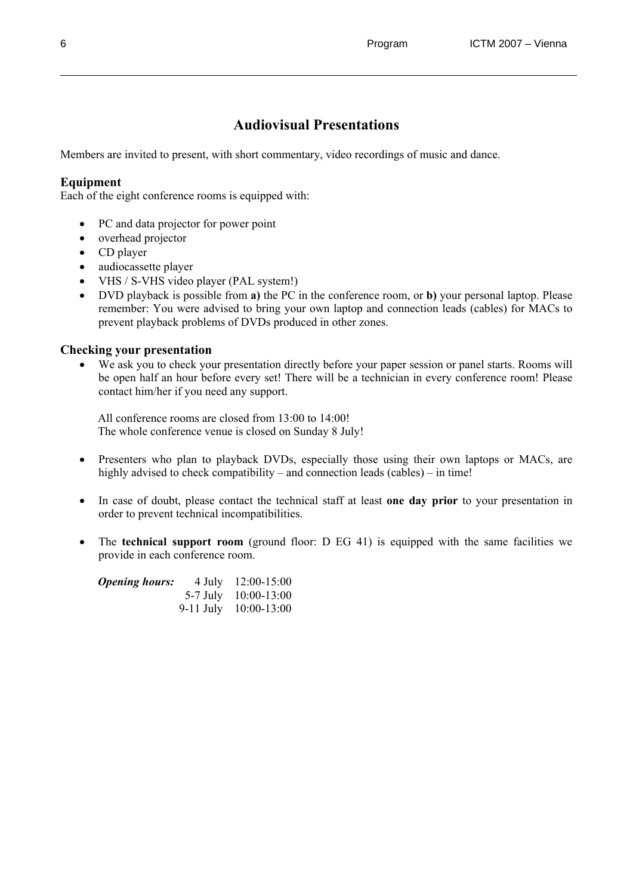# Audiovisual Presentations

Members are invited to present, with short commentary, video recordings of music and dance.

### Equipment

Each of the eight conference rooms is equipped with:

- PC and data projector for power point
- overhead projector
- CD player
- audiocassette player
- VHS / S-VHS video player (PAL system!)
- DVD playback is possible from **a)** the PC in the conference room, or **b)** your personal laptop. Please remember: You were advised to bring your own laptop and connection leads (cables) for MACs to prevent playback problems of DVDs produced in other zones.

### Checking your presentation

- We ask you to check your presentation directly before your paper session or panel starts. Rooms will be open half an hour before every set! There will be a technician in every conference room! Please contact him/her if you need any support.

  All conference rooms are closed from 13:00 to 14:00!
  The whole conference venue is closed on Sunday 8 July!

- Presenters who plan to playback DVDs, especially those using their own laptops or MACs, are highly advised to check compatibility – and connection leads (cables) – in time!

- In case of doubt, please contact the technical staff at least **one day prior** to your presentation in order to prevent technical incompatibilities.

- The **technical support room** (ground floor: D EG 41) is equipped with the same facilities we provide in each conference room.

| ***Opening hours:*** | 4 July | 12:00-15:00 |
|---|---|---|
| | 5-7 July | 10:00-13:00 |
| | 9-11 July | 10:00-13:00 |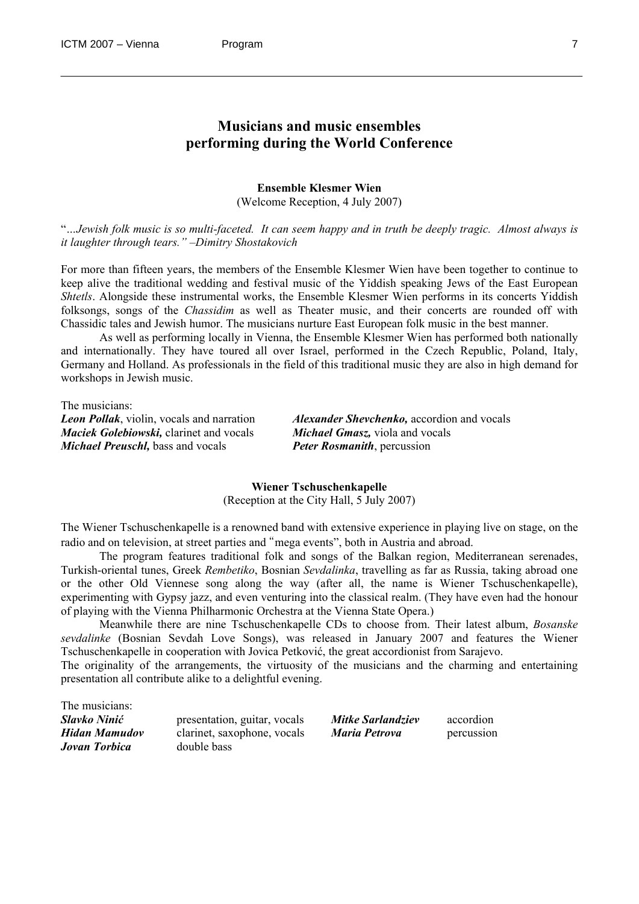# Musicians and music ensembles performing during the World Conference

### Ensemble Klesmer Wien

(Welcome Reception, 4 July 2007)

"*…Jewish folk music is so multi-faceted. It can seem happy and in truth be deeply tragic. Almost always is it laughter through tears." –Dimitry Shostakovich*

For more than fifteen years, the members of the Ensemble Klesmer Wien have been together to continue to keep alive the traditional wedding and festival music of the Yiddish speaking Jews of the East European *Shtetls*. Alongside these instrumental works, the Ensemble Klesmer Wien performs in its concerts Yiddish folksongs, songs of the *Chassidim* as well as Theater music, and their concerts are rounded off with Chassidic tales and Jewish humor. The musicians nurture East European folk music in the best manner.

As well as performing locally in Vienna, the Ensemble Klesmer Wien has performed both nationally and internationally. They have toured all over Israel, performed in the Czech Republic, Poland, Italy, Germany and Holland. As professionals in the field of this traditional music they are also in high demand for workshops in Jewish music.

The musicians:

***Leon Pollak***, violin, vocals and narration
***Maciek Golebiowski,*** clarinet and vocals
***Michael Preuschl,*** bass and vocals
***Alexander Shevchenko,*** accordion and vocals
***Michael Gmasz,*** viola and vocals
***Peter Rosmanith***, percussion

### Wiener Tschuschenkapelle

(Reception at the City Hall, 5 July 2007)

The Wiener Tschuschenkapelle is a renowned band with extensive experience in playing live on stage, on the radio and on television, at street parties and "mega events", both in Austria and abroad.

The program features traditional folk and songs of the Balkan region, Mediterranean serenades, Turkish-oriental tunes, Greek *Rembetiko*, Bosnian *Sevdalinka*, travelling as far as Russia, taking abroad one or the other Old Viennese song along the way (after all, the name is Wiener Tschuschenkapelle), experimenting with Gypsy jazz, and even venturing into the classical realm. (They have even had the honour of playing with the Vienna Philharmonic Orchestra at the Vienna State Opera.)

Meanwhile there are nine Tschuschenkapelle CDs to choose from. Their latest album, *Bosanske sevdalinke* (Bosnian Sevdah Love Songs), was released in January 2007 and features the Wiener Tschuschenkapelle in cooperation with Jovica Petković, the great accordionist from Sarajevo.

The originality of the arrangements, the virtuosity of the musicians and the charming and entertaining presentation all contribute alike to a delightful evening.

The musicians:

***Slavko Ninić*** presentation, guitar, vocals
***Hidan Mamudov*** clarinet, saxophone, vocals
***Jovan Torbica*** double bass
***Mitke Sarlandziev*** accordion
***Maria Petrova*** percussion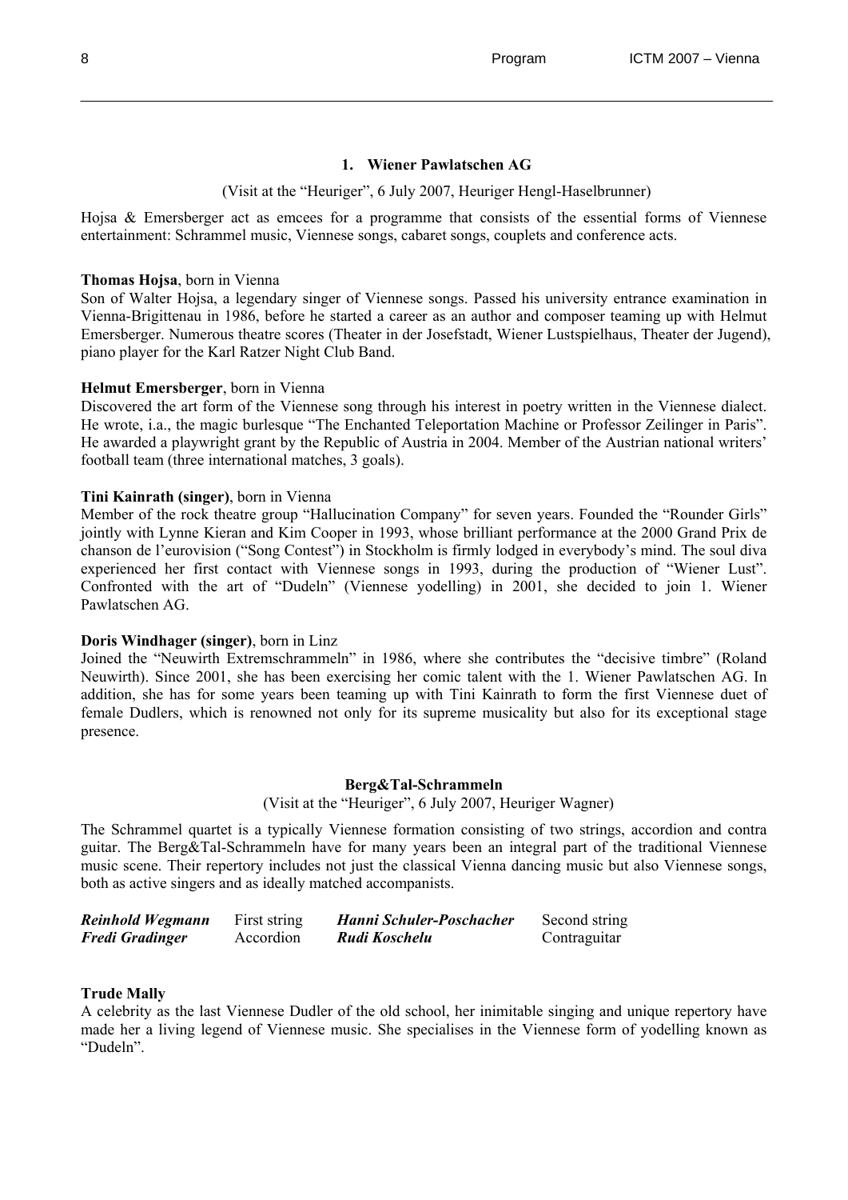## 1. Wiener Pawlatschen AG

(Visit at the "Heuriger", 6 July 2007, Heuriger Hengl-Haselbrunner)

Hojsa & Emersberger act as emcees for a programme that consists of the essential forms of Viennese entertainment: Schrammel music, Viennese songs, cabaret songs, couplets and conference acts.

**Thomas Hojsa**, born in Vienna
Son of Walter Hojsa, a legendary singer of Viennese songs. Passed his university entrance examination in Vienna-Brigittenau in 1986, before he started a career as an author and composer teaming up with Helmut Emersberger. Numerous theatre scores (Theater in der Josefstadt, Wiener Lustspielhaus, Theater der Jugend), piano player for the Karl Ratzer Night Club Band.

**Helmut Emersberger**, born in Vienna
Discovered the art form of the Viennese song through his interest in poetry written in the Viennese dialect. He wrote, i.a., the magic burlesque "The Enchanted Teleportation Machine or Professor Zeilinger in Paris". He awarded a playwright grant by the Republic of Austria in 2004. Member of the Austrian national writers' football team (three international matches, 3 goals).

**Tini Kainrath (singer)**, born in Vienna
Member of the rock theatre group "Hallucination Company" for seven years. Founded the "Rounder Girls" jointly with Lynne Kieran and Kim Cooper in 1993, whose brilliant performance at the 2000 Grand Prix de chanson de l'eurovision ("Song Contest") in Stockholm is firmly lodged in everybody's mind. The soul diva experienced her first contact with Viennese songs in 1993, during the production of "Wiener Lust". Confronted with the art of "Dudeln" (Viennese yodelling) in 2001, she decided to join 1. Wiener Pawlatschen AG.

**Doris Windhager (singer)**, born in Linz
Joined the "Neuwirth Extremschrammeln" in 1986, where she contributes the "decisive timbre" (Roland Neuwirth). Since 2001, she has been exercising her comic talent with the 1. Wiener Pawlatschen AG. In addition, she has for some years been teaming up with Tini Kainrath to form the first Viennese duet of female Dudlers, which is renowned not only for its supreme musicality but also for its exceptional stage presence.

## Berg&Tal-Schrammeln

(Visit at the "Heuriger", 6 July 2007, Heuriger Wagner)

The Schrammel quartet is a typically Viennese formation consisting of two strings, accordion and contra guitar. The Berg&Tal-Schrammeln have for many years been an integral part of the traditional Viennese music scene. Their repertory includes not just the classical Vienna dancing music but also Viennese songs, both as active singers and as ideally matched accompanists.

| | | | |
|---|---|---|---|
| ***Reinhold Wegmann*** | First string | ***Hanni Schuler-Poschacher*** | Second string |
| ***Fredi Gradinger*** | Accordion | ***Rudi Koschelu*** | Contraguitar |

**Trude Mally**
A celebrity as the last Viennese Dudler of the old school, her inimitable singing and unique repertory have made her a living legend of Viennese music. She specialises in the Viennese form of yodelling known as "Dudeln".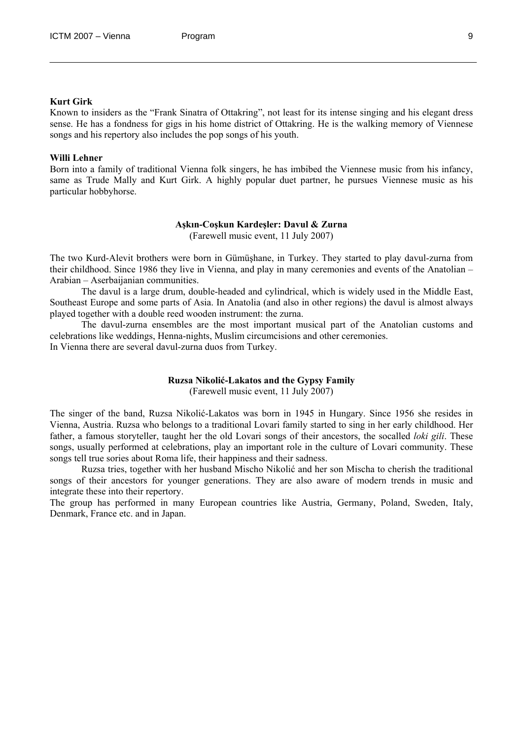**Kurt Girk**

Known to insiders as the "Frank Sinatra of Ottakring", not least for its intense singing and his elegant dress sense. He has a fondness for gigs in his home district of Ottakring. He is the walking memory of Viennese songs and his repertory also includes the pop songs of his youth.

**Willi Lehner**

Born into a family of traditional Vienna folk singers, he has imbibed the Viennese music from his infancy, same as Trude Mally and Kurt Girk. A highly popular duet partner, he pursues Viennese music as his particular hobbyhorse.

### Aşkın-Coşkun Kardeşler: Davul & Zurna

(Farewell music event, 11 July 2007)

The two Kurd-Alevit brothers were born in Gümüşhane, in Turkey. They started to play davul-zurna from their childhood. Since 1986 they live in Vienna, and play in many ceremonies and events of the Anatolian – Arabian – Aserbaijanian communities.

The davul is a large drum, double-headed and cylindrical, which is widely used in the Middle East, Southeast Europe and some parts of Asia. In Anatolia (and also in other regions) the davul is almost always played together with a double reed wooden instrument: the zurna.

The davul-zurna ensembles are the most important musical part of the Anatolian customs and celebrations like weddings, Henna-nights, Muslim circumcisions and other ceremonies.

In Vienna there are several davul-zurna duos from Turkey.

### Ruzsa Nikolić-Lakatos and the Gypsy Family

(Farewell music event, 11 July 2007)

The singer of the band, Ruzsa Nikolić-Lakatos was born in 1945 in Hungary. Since 1956 she resides in Vienna, Austria. Ruzsa who belongs to a traditional Lovari family started to sing in her early childhood. Her father, a famous storyteller, taught her the old Lovari songs of their ancestors, the socalled *loki gili*. These songs, usually performed at celebrations, play an important role in the culture of Lovari community. These songs tell true sories about Roma life, their happiness and their sadness.

Ruzsa tries, together with her husband Mischo Nikolić and her son Mischa to cherish the traditional songs of their ancestors for younger generations. They are also aware of modern trends in music and integrate these into their repertory.

The group has performed in many European countries like Austria, Germany, Poland, Sweden, Italy, Denmark, France etc. and in Japan.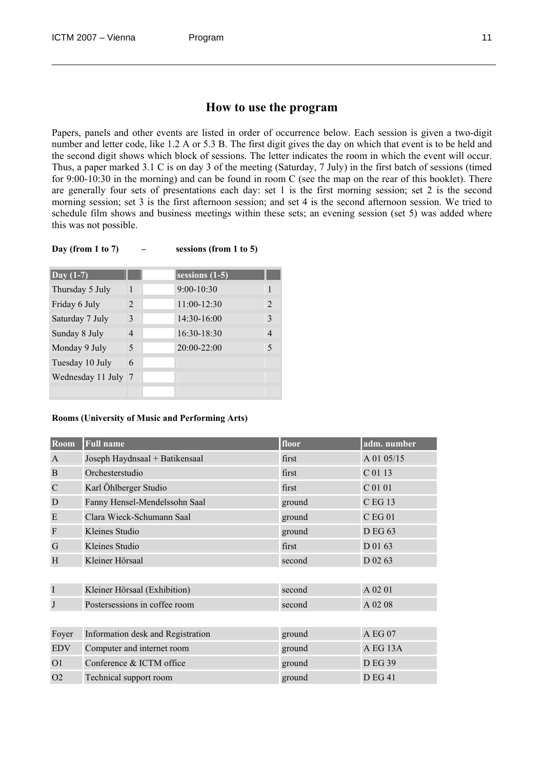## How to use the program

Papers, panels and other events are listed in order of occurrence below. Each session is given a two-digit number and letter code, like 1.2 A or 5.3 B. The first digit gives the day on which that event is to be held and the second digit shows which block of sessions. The letter indicates the room in which the event will occur. Thus, a paper marked 3.1 C is on day 3 of the meeting (Saturday, 7 July) in the first batch of sessions (timed for 9:00-10:30 in the morning) and can be found in room C (see the map on the rear of this booklet). There are generally four sets of presentations each day: set 1 is the first morning session; set 2 is the second morning session; set 3 is the first afternoon session; and set 4 is the second afternoon session. We tried to schedule film shows and business meetings within these sets; an evening session (set 5) was added where this was not possible.

**Day (from 1 to 7) – sessions (from 1 to 5)**

| Day (1-7) | | | sessions (1-5) | |
|---|---|---|---|---|
| Thursday 5 July | 1 | | 9:00-10:30 | 1 |
| Friday 6 July | 2 | | 11:00-12:30 | 2 |
| Saturday 7 July | 3 | | 14:30-16:00 | 3 |
| Sunday 8 July | 4 | | 16:30-18:30 | 4 |
| Monday 9 July | 5 | | 20:00-22:00 | 5 |
| Tuesday 10 July | 6 | | | |
| Wednesday 11 July | 7 | | | |

**Rooms (University of Music and Performing Arts)**

| Room | Full name | floor | adm. number |
|---|---|---|---|
| A | Joseph Haydnsaal + Batikensaal | first | A 01 05/15 |
| B | Orchesterstudio | first | C 01 13 |
| C | Karl Öhlberger Studio | first | C 01 01 |
| D | Fanny Hensel-Mendelssohn Saal | ground | C EG 13 |
| E | Clara Wieck-Schumann Saal | ground | C EG 01 |
| F | Kleines Studio | ground | D EG 63 |
| G | Kleines Studio | first | D 01 63 |
| H | Kleiner Hörsaal | second | D 02 63 |
| | | | |
| I | Kleiner Hörsaal (Exhibition) | second | A 02 01 |
| J | Postersessions in coffee room | second | A 02 08 |
| | | | |
| Foyer | Information desk and Registration | ground | A EG 07 |
| EDV | Computer and internet room | ground | A EG 13A |
| O1 | Conference & ICTM office | ground | D EG 39 |
| O2 | Technical support room | ground | D EG 41 |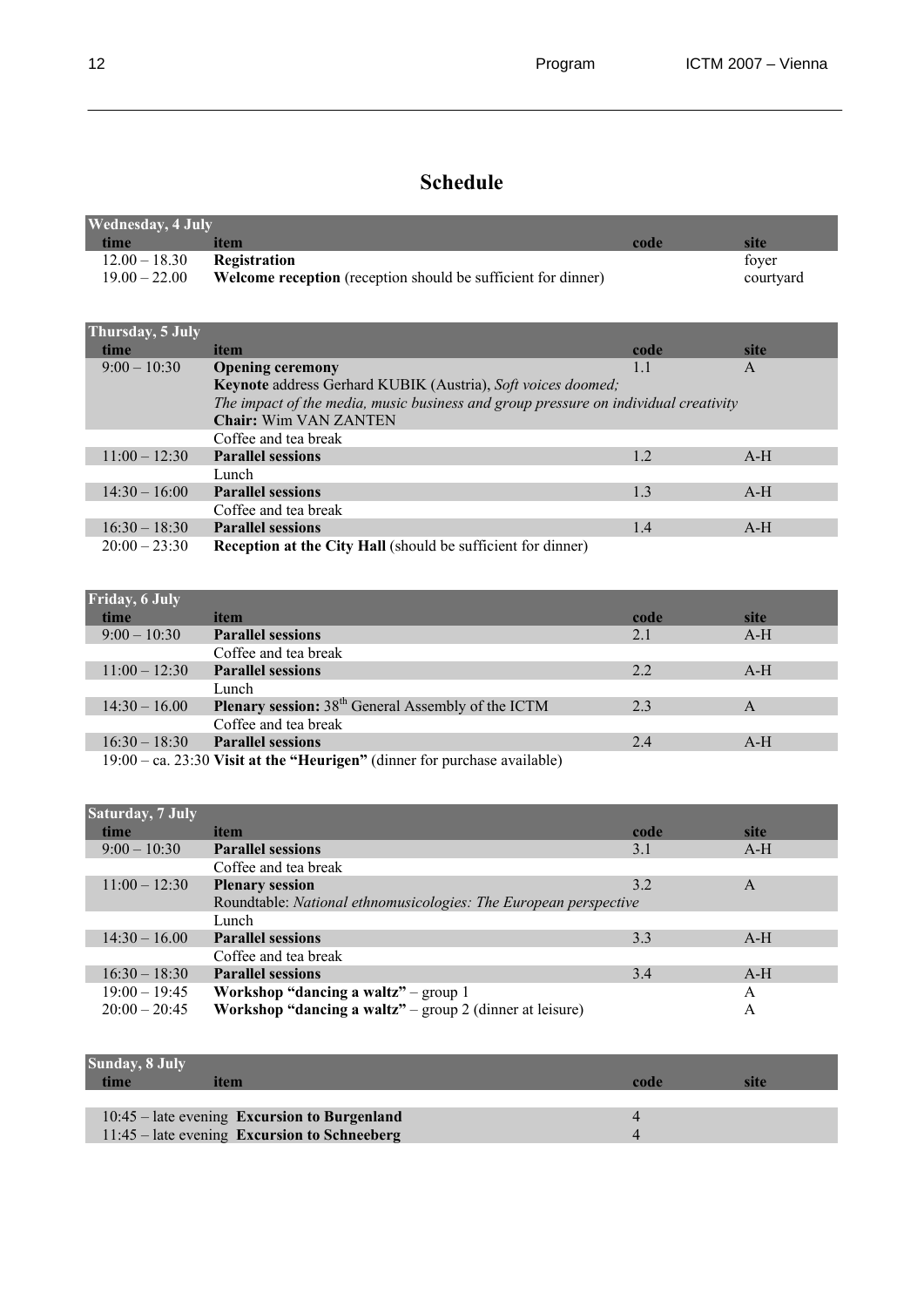# Schedule

| Wednesday, 4 July | | | |
|---|---|---|---|
| **time** | **item** | **code** | **site** |
| 12.00 – 18.30 | **Registration** | | foyer |
| 19.00 – 22.00 | **Welcome reception** (reception should be sufficient for dinner) | | courtyard |

| Thursday, 5 July | | | |
|---|---|---|---|
| **time** | **item** | **code** | **site** |
| 9:00 – 10:30 | **Opening ceremony**<br>**Keynote** address Gerhard KUBIK (Austria), *Soft voices doomed; The impact of the media, music business and group pressure on individual creativity*<br>**Chair:** Wim VAN ZANTEN | 1.1 | A |
| | Coffee and tea break | | |
| 11:00 – 12:30 | **Parallel sessions** | 1.2 | A-H |
| | Lunch | | |
| 14:30 – 16:00 | **Parallel sessions** | 1.3 | A-H |
| | Coffee and tea break | | |
| 16:30 – 18:30 | **Parallel sessions** | 1.4 | A-H |
| 20:00 – 23:30 | **Reception at the City Hall** (should be sufficient for dinner) | | |

| Friday, 6 July | | | |
|---|---|---|---|
| **time** | **item** | **code** | **site** |
| 9:00 – 10:30 | **Parallel sessions** | 2.1 | A-H |
| | Coffee and tea break | | |
| 11:00 – 12:30 | **Parallel sessions** | 2.2 | A-H |
| | Lunch | | |
| 14:30 – 16.00 | **Plenary session:** 38th General Assembly of the ICTM | 2.3 | A |
| | Coffee and tea break | | |
| 16:30 – 18:30 | **Parallel sessions** | 2.4 | A-H |
| 19:00 – ca. 23:30 | **Visit at the "Heurigen"** (dinner for purchase available) | | |

| Saturday, 7 July | | | |
|---|---|---|---|
| **time** | **item** | **code** | **site** |
| 9:00 – 10:30 | **Parallel sessions** | 3.1 | A-H |
| | Coffee and tea break | | |
| 11:00 – 12:30 | **Plenary session**<br>Roundtable: *National ethnomusicologies: The European perspective* | 3.2 | A |
| | Lunch | | |
| 14:30 – 16.00 | **Parallel sessions** | 3.3 | A-H |
| | Coffee and tea break | | |
| 16:30 – 18:30 | **Parallel sessions** | 3.4 | A-H |
| 19:00 – 19:45 | **Workshop "dancing a waltz"** – group 1 | | A |
| 20:00 – 20:45 | **Workshop "dancing a waltz"** – group 2 (dinner at leisure) | | A |

| Sunday, 8 July | | | |
|---|---|---|---|
| **time** | **item** | **code** | **site** |
| 10:45 – late evening | **Excursion to Burgenland** | 4 | |
| 11:45 – late evening | **Excursion to Schneeberg** | 4 | |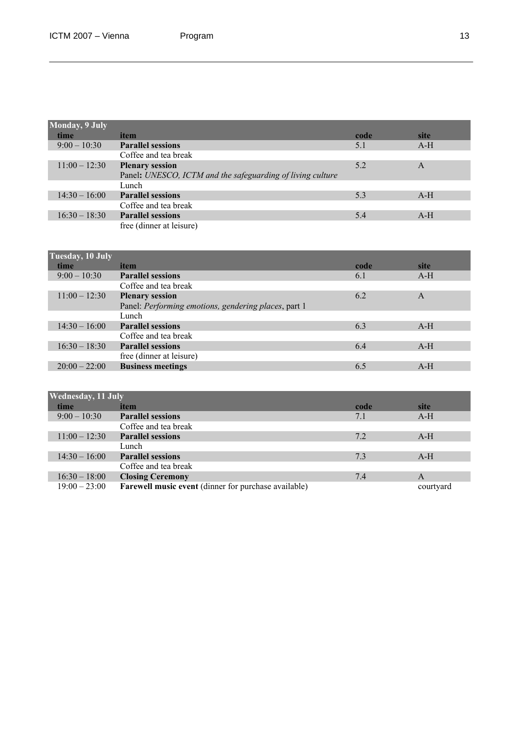| Monday, 9 July | | | |
|---|---|---|---|
| **time** | **item** | **code** | **site** |
| 9:00 – 10:30 | **Parallel sessions** | 5.1 | A-H |
| | Coffee and tea break | | |
| 11:00 – 12:30 | **Plenary session**<br>Panel**:** *UNESCO, ICTM and the safeguarding of living culture* | 5.2 | A |
| | Lunch | | |
| 14:30 – 16:00 | **Parallel sessions** | 5.3 | A-H |
| | Coffee and tea break | | |
| 16:30 – 18:30 | **Parallel sessions** | 5.4 | A-H |
| | free (dinner at leisure) | | |

| Tuesday, 10 July | | | |
|---|---|---|---|
| **time** | **item** | **code** | **site** |
| 9:00 – 10:30 | **Parallel sessions** | 6.1 | A-H |
| | Coffee and tea break | | |
| 11:00 – 12:30 | **Plenary session**<br>Panel: *Performing emotions, gendering places*, part 1 | 6.2 | A |
| | Lunch | | |
| 14:30 – 16:00 | **Parallel sessions** | 6.3 | A-H |
| | Coffee and tea break | | |
| 16:30 – 18:30 | **Parallel sessions** | 6.4 | A-H |
| | free (dinner at leisure) | | |
| 20:00 – 22:00 | **Business meetings** | 6.5 | A-H |

| Wednesday, 11 July | | | |
|---|---|---|---|
| **time** | **item** | **code** | **site** |
| 9:00 – 10:30 | **Parallel sessions** | 7.1 | A-H |
| | Coffee and tea break | | |
| 11:00 – 12:30 | **Parallel sessions** | 7.2 | A-H |
| | Lunch | | |
| 14:30 – 16:00 | **Parallel sessions** | 7.3 | A-H |
| | Coffee and tea break | | |
| 16:30 – 18:00 | **Closing Ceremony** | 7.4 | A |
| 19:00 – 23:00 | **Farewell music event** (dinner for purchase available) | | courtyard |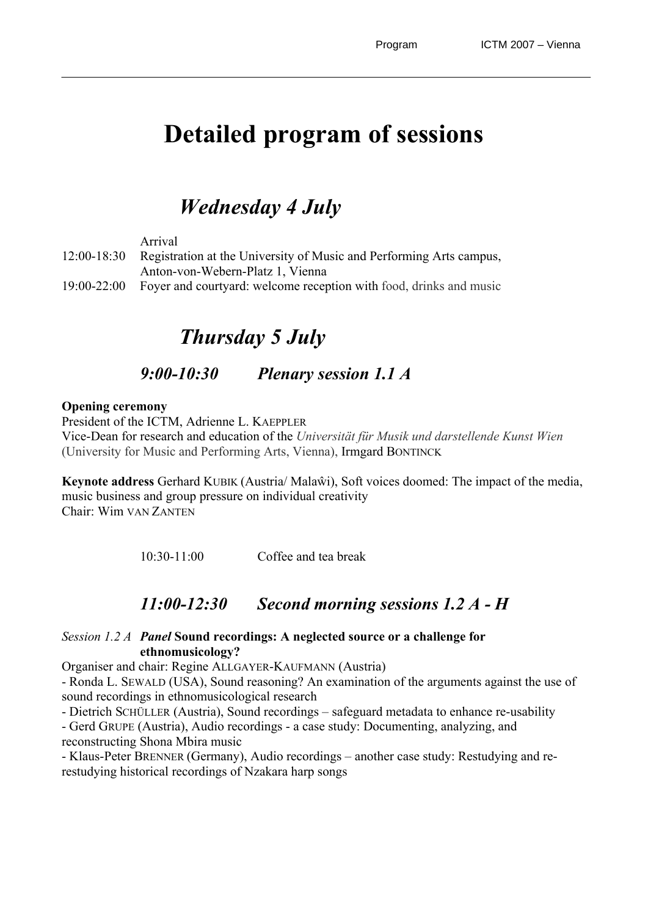# Detailed program of sessions

## *Wednesday 4 July*

Arrival

12:00-18:30 Registration at the University of Music and Performing Arts campus, Anton-von-Webern-Platz 1, Vienna

19:00-22:00 Foyer and courtyard: welcome reception with food, drinks and music

## *Thursday 5 July*

### *9:00-10:30 Plenary session 1.1 A*

**Opening ceremony**

President of the ICTM, Adrienne L. KAEPPLER

Vice-Dean for research and education of the *Universität für Musik und darstellende Kunst Wien* (University for Music and Performing Arts, Vienna), Irmgard BONTINCK

**Keynote address** Gerhard KUBIK (Austria/ Malaŵi), Soft voices doomed: The impact of the media, music business and group pressure on individual creativity

Chair: Wim VAN ZANTEN

10:30-11:00 Coffee and tea break

### *11:00-12:30 Second morning sessions 1.2 A - H*

*Session 1.2 A* ***Panel*** **Sound recordings: A neglected source or a challenge for ethnomusicology?**

Organiser and chair: Regine ALLGAYER-KAUFMANN (Austria)

- Ronda L. SEWALD (USA), Sound reasoning? An examination of the arguments against the use of sound recordings in ethnomusicological research
- Dietrich SCHÜLLER (Austria), Sound recordings – safeguard metadata to enhance re-usability
- Gerd GRUPE (Austria), Audio recordings - a case study: Documenting, analyzing, and reconstructing Shona Mbira music
- Klaus-Peter BRENNER (Germany), Audio recordings – another case study: Restudying and re-restudying historical recordings of Nzakara harp songs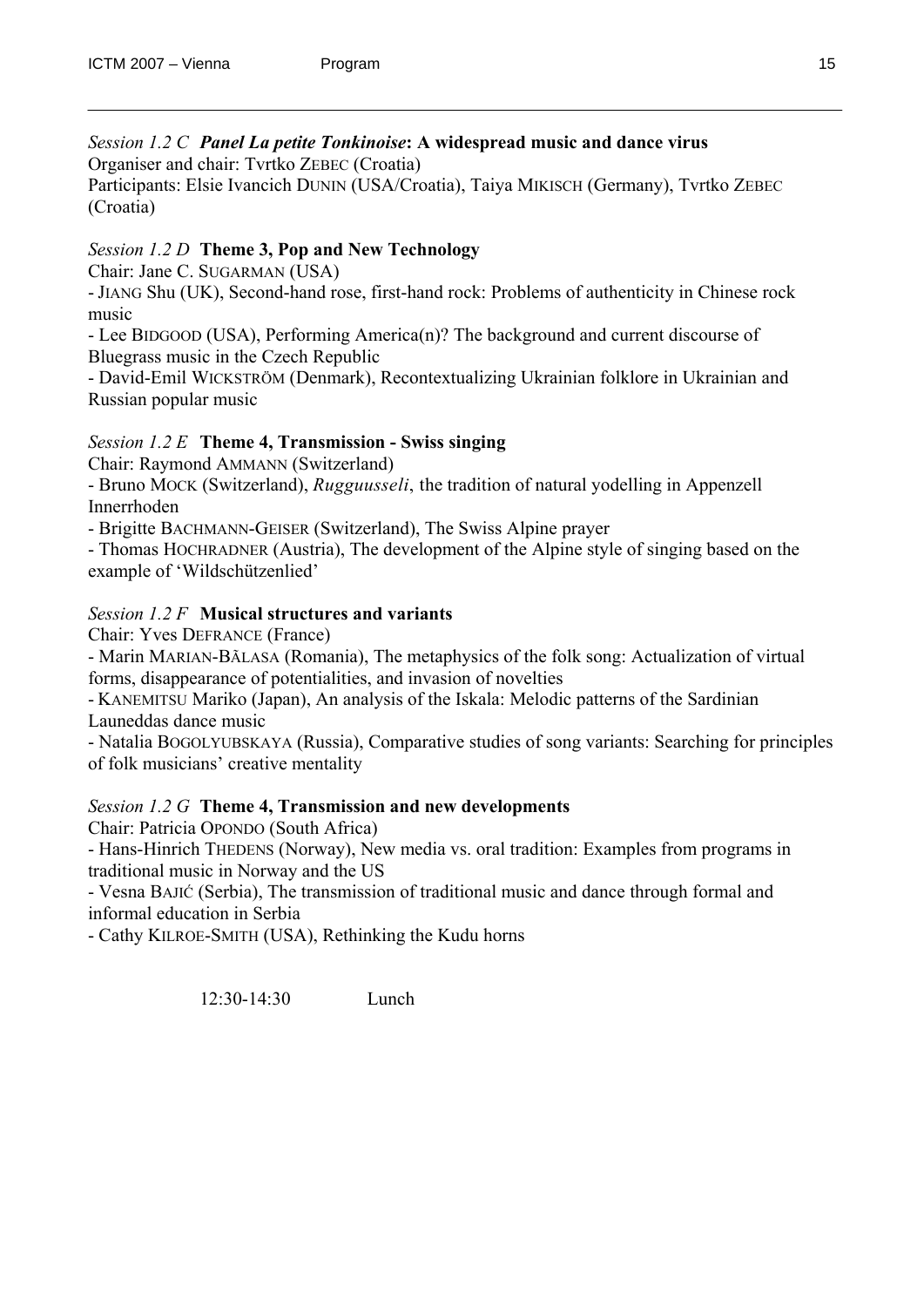*Session 1.2 C* ***Panel La petite Tonkinoise*: A widespread music and dance virus**
Organiser and chair: Tvrtko ZEBEC (Croatia)
Participants: Elsie Ivancich DUNIN (USA/Croatia), Taiya MIKISCH (Germany), Tvrtko ZEBEC (Croatia)

*Session 1.2 D* **Theme 3, Pop and New Technology**
Chair: Jane C. SUGARMAN (USA)
- JIANG Shu (UK), Second-hand rose, first-hand rock: Problems of authenticity in Chinese rock music
- Lee BIDGOOD (USA), Performing America(n)? The background and current discourse of Bluegrass music in the Czech Republic
- David-Emil WICKSTRÖM (Denmark), Recontextualizing Ukrainian folklore in Ukrainian and Russian popular music

*Session 1.2 E* **Theme 4, Transmission - Swiss singing**
Chair: Raymond AMMANN (Switzerland)
- Bruno MOCK (Switzerland), *Rugguusseli*, the tradition of natural yodelling in Appenzell Innerrhoden
- Brigitte BACHMANN-GEISER (Switzerland), The Swiss Alpine prayer
- Thomas HOCHRADNER (Austria), The development of the Alpine style of singing based on the example of 'Wildschützenlied'

*Session 1.2 F* **Musical structures and variants**
Chair: Yves DEFRANCE (France)
- Marin MARIAN-BĂLASA (Romania), The metaphysics of the folk song: Actualization of virtual forms, disappearance of potentialities, and invasion of novelties
- KANEMITSU Mariko (Japan), An analysis of the Iskala: Melodic patterns of the Sardinian Launeddas dance music
- Natalia BOGOLYUBSKAYA (Russia), Comparative studies of song variants: Searching for principles of folk musicians' creative mentality

*Session 1.2 G* **Theme 4, Transmission and new developments**
Chair: Patricia OPONDO (South Africa)
- Hans-Hinrich THEDENS (Norway), New media vs. oral tradition: Examples from programs in traditional music in Norway and the US
- Vesna BAJIĆ (Serbia), The transmission of traditional music and dance through formal and informal education in Serbia
- Cathy KILROE-SMITH (USA), Rethinking the Kudu horns

12:30-14:30 Lunch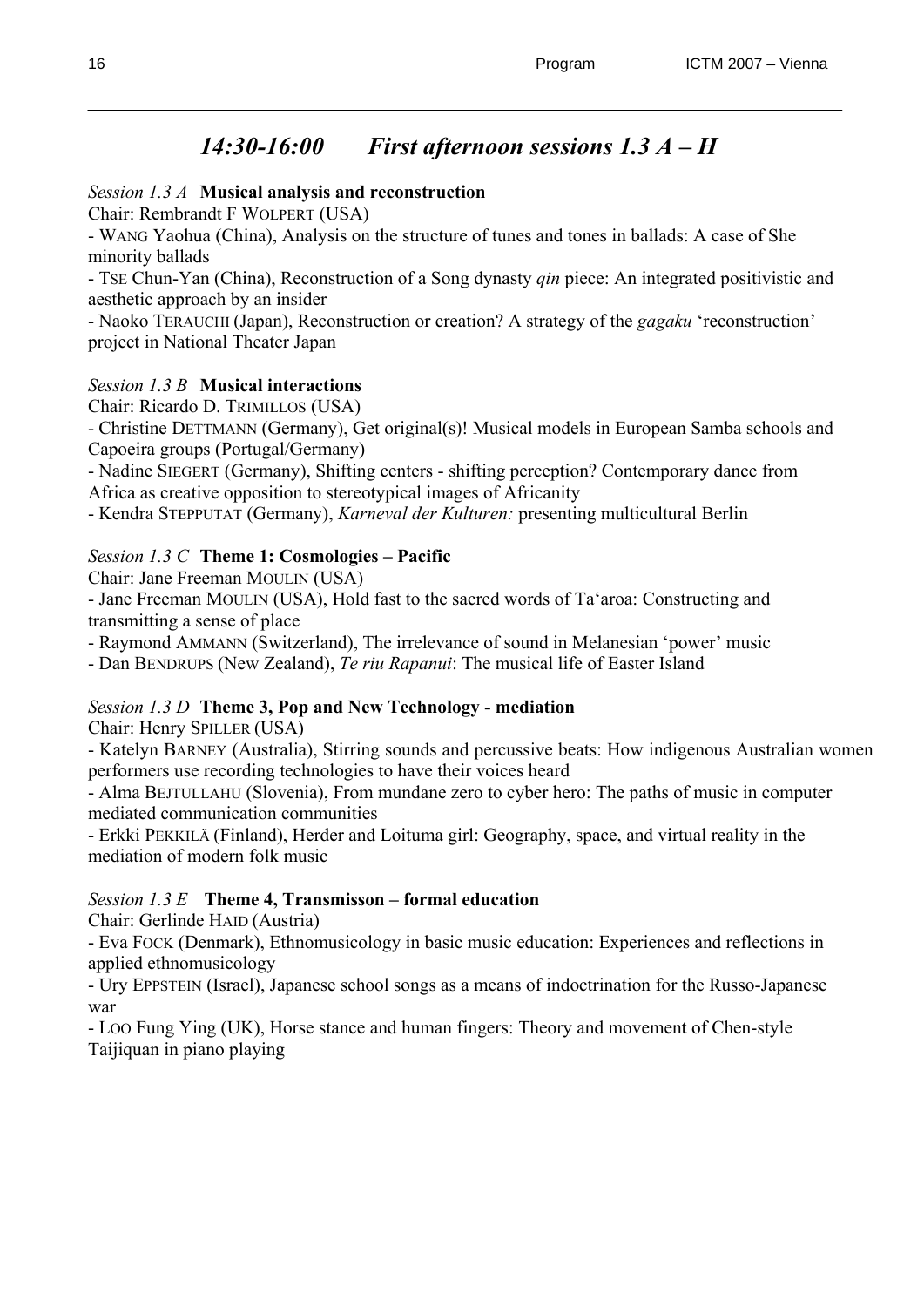## *14:30-16:00    First afternoon sessions 1.3 A – H*

*Session 1.3 A* **Musical analysis and reconstruction**

Chair: Rembrandt F WOLPERT (USA)

- WANG Yaohua (China), Analysis on the structure of tunes and tones in ballads: A case of She minority ballads
- TSE Chun-Yan (China), Reconstruction of a Song dynasty *qin* piece: An integrated positivistic and aesthetic approach by an insider
- Naoko TERAUCHI (Japan), Reconstruction or creation? A strategy of the *gagaku* 'reconstruction' project in National Theater Japan

*Session 1.3 B* **Musical interactions**

Chair: Ricardo D. TRIMILLOS (USA)

- Christine DETTMANN (Germany), Get original(s)! Musical models in European Samba schools and Capoeira groups (Portugal/Germany)
- Nadine SIEGERT (Germany), Shifting centers - shifting perception? Contemporary dance from Africa as creative opposition to stereotypical images of Africanity
- Kendra STEPPUTAT (Germany), *Karneval der Kulturen:* presenting multicultural Berlin

*Session 1.3 C* **Theme 1: Cosmologies – Pacific**

Chair: Jane Freeman MOULIN (USA)

- Jane Freeman MOULIN (USA), Hold fast to the sacred words of Ta'aroa: Constructing and transmitting a sense of place
- Raymond AMMANN (Switzerland), The irrelevance of sound in Melanesian 'power' music
- Dan BENDRUPS (New Zealand), *Te riu Rapanui*: The musical life of Easter Island

*Session 1.3 D* **Theme 3, Pop and New Technology - mediation**

Chair: Henry SPILLER (USA)

- Katelyn BARNEY (Australia), Stirring sounds and percussive beats: How indigenous Australian women performers use recording technologies to have their voices heard
- Alma BEJTULLAHU (Slovenia), From mundane zero to cyber hero: The paths of music in computer mediated communication communities
- Erkki PEKKILÄ (Finland), Herder and Loituma girl: Geography, space, and virtual reality in the mediation of modern folk music

*Session 1.3 E* **Theme 4, Transmisson – formal education**

Chair: Gerlinde HAID (Austria)

- Eva FOCK (Denmark), Ethnomusicology in basic music education: Experiences and reflections in applied ethnomusicology
- Ury EPPSTEIN (Israel), Japanese school songs as a means of indoctrination for the Russo-Japanese war
- LOO Fung Ying (UK), Horse stance and human fingers: Theory and movement of Chen-style Taijiquan in piano playing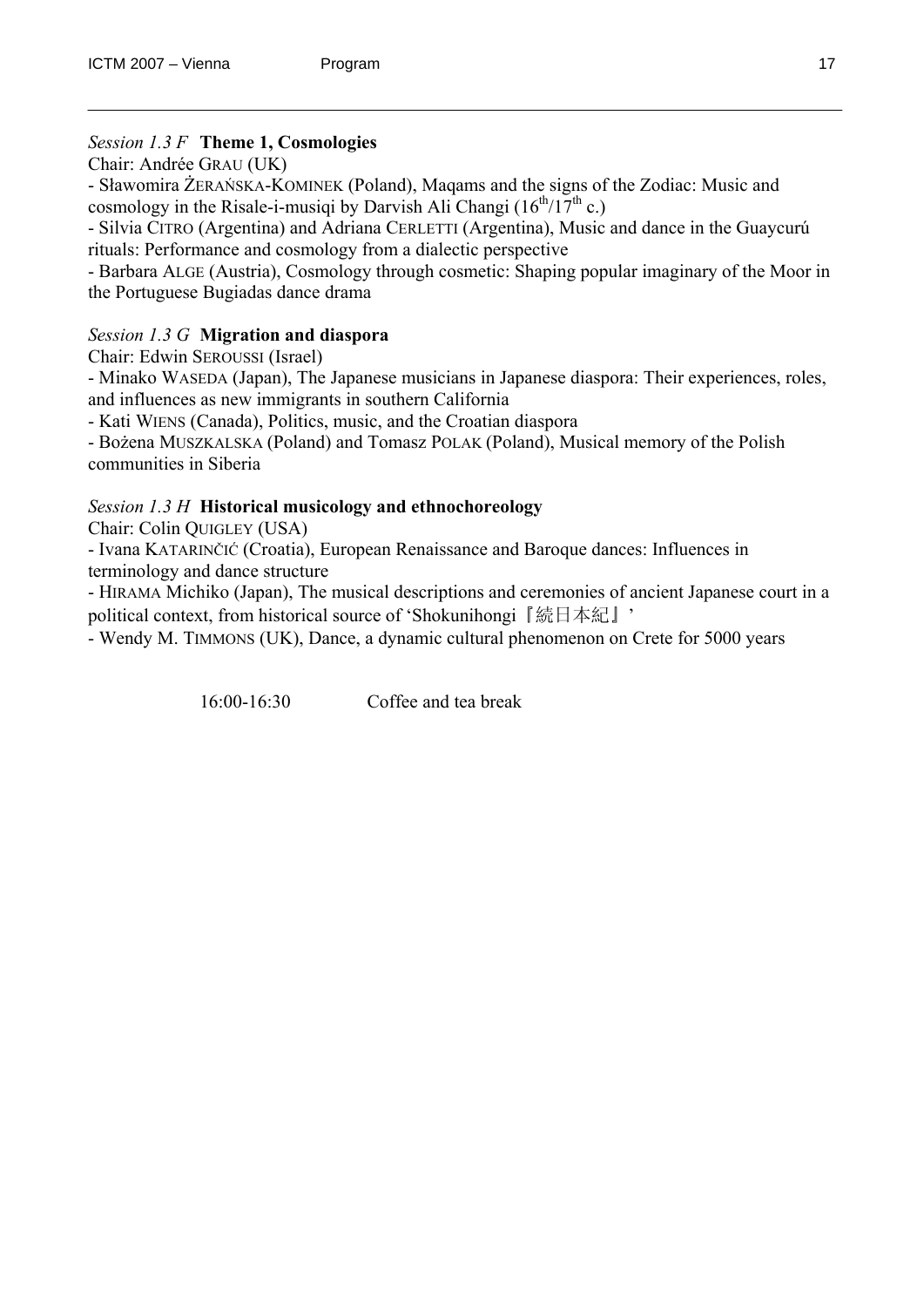*Session 1.3 F* **Theme 1, Cosmologies**

Chair: Andrée GRAU (UK)

- Sławomira ŻERAŃSKA-KOMINEK (Poland), Maqams and the signs of the Zodiac: Music and cosmology in the Risale-i-musiqi by Darvish Ali Changi (16th/17th c.)
- Silvia CITRO (Argentina) and Adriana CERLETTI (Argentina), Music and dance in the Guaycurú rituals: Performance and cosmology from a dialectic perspective
- Barbara ALGE (Austria), Cosmology through cosmetic: Shaping popular imaginary of the Moor in the Portuguese Bugiadas dance drama

*Session 1.3 G* **Migration and diaspora**

Chair: Edwin SEROUSSI (Israel)

- Minako WASEDA (Japan), The Japanese musicians in Japanese diaspora: Their experiences, roles, and influences as new immigrants in southern California
- Kati WIENS (Canada), Politics, music, and the Croatian diaspora
- Bożena MUSZKALSKA (Poland) and Tomasz POLAK (Poland), Musical memory of the Polish communities in Siberia

*Session 1.3 H* **Historical musicology and ethnochoreology**

Chair: Colin QUIGLEY (USA)

- Ivana KATARINČIĆ (Croatia), European Renaissance and Baroque dances: Influences in terminology and dance structure
- HIRAMA Michiko (Japan), The musical descriptions and ceremonies of ancient Japanese court in a political context, from historical source of 'Shokunihongi『続日本紀』'
- Wendy M. TIMMONS (UK), Dance, a dynamic cultural phenomenon on Crete for 5000 years

16:00-16:30 Coffee and tea break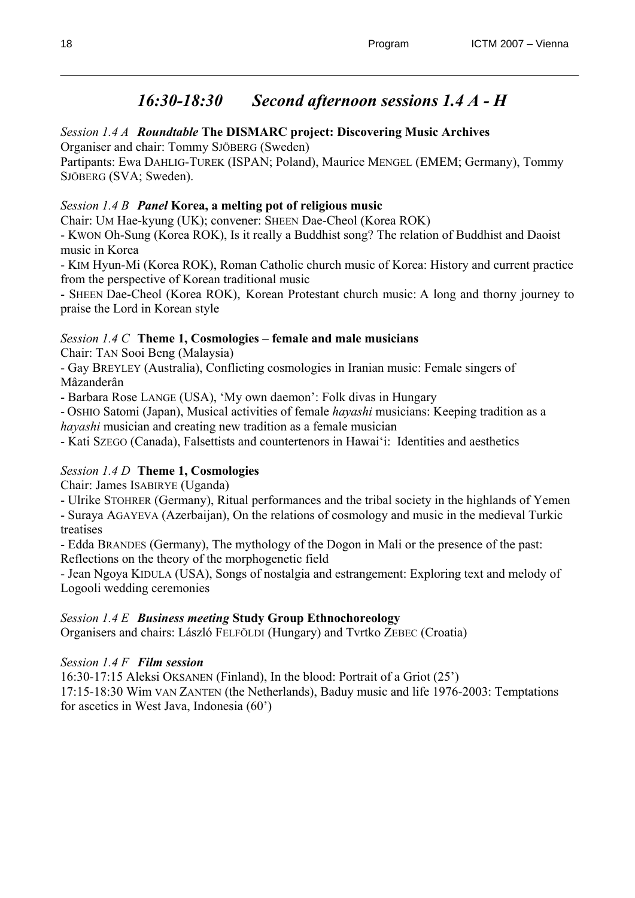# *16:30-18:30 Second afternoon sessions 1.4 A - H*

*Session 1.4 A* ***Roundtable*** **The DISMARC project: Discovering Music Archives**
Organiser and chair: Tommy SJÖBERG (Sweden)
Partipants: Ewa DAHLIG-TUREK (ISPAN; Poland), Maurice MENGEL (EMEM; Germany), Tommy SJÖBERG (SVA; Sweden).

*Session 1.4 B* ***Panel*** **Korea, a melting pot of religious music**
Chair: UM Hae-kyung (UK); convener: SHEEN Dae-Cheol (Korea ROK)
- KWON Oh-Sung (Korea ROK), Is it really a Buddhist song? The relation of Buddhist and Daoist music in Korea
- KIM Hyun-Mi (Korea ROK), Roman Catholic church music of Korea: History and current practice from the perspective of Korean traditional music
- SHEEN Dae-Cheol (Korea ROK), Korean Protestant church music: A long and thorny journey to praise the Lord in Korean style

*Session 1.4 C* **Theme 1, Cosmologies – female and male musicians**
Chair: TAN Sooi Beng (Malaysia)
- Gay BREYLEY (Australia), Conflicting cosmologies in Iranian music: Female singers of Mâzanderân
- Barbara Rose LANGE (USA), 'My own daemon': Folk divas in Hungary
- OSHIO Satomi (Japan), Musical activities of female *hayashi* musicians: Keeping tradition as a *hayashi* musician and creating new tradition as a female musician
- Kati SZEGO (Canada), Falsettists and countertenors in Hawai'i: Identities and aesthetics

*Session 1.4 D* **Theme 1, Cosmologies**
Chair: James ISABIRYE (Uganda)
- Ulrike STOHRER (Germany), Ritual performances and the tribal society in the highlands of Yemen
- Suraya AGAYEVA (Azerbaijan), On the relations of cosmology and music in the medieval Turkic treatises
- Edda BRANDES (Germany), The mythology of the Dogon in Mali or the presence of the past: Reflections on the theory of the morphogenetic field
- Jean Ngoya KIDULA (USA), Songs of nostalgia and estrangement: Exploring text and melody of Logooli wedding ceremonies

*Session 1.4 E* ***Business meeting*** **Study Group Ethnochoreology**
Organisers and chairs: László FELFÖLDI (Hungary) and Tvrtko ZEBEC (Croatia)

*Session 1.4 F* ***Film session***
16:30-17:15 Aleksi OKSANEN (Finland), In the blood: Portrait of a Griot (25')
17:15-18:30 Wim VAN ZANTEN (the Netherlands), Baduy music and life 1976-2003: Temptations for ascetics in West Java, Indonesia (60')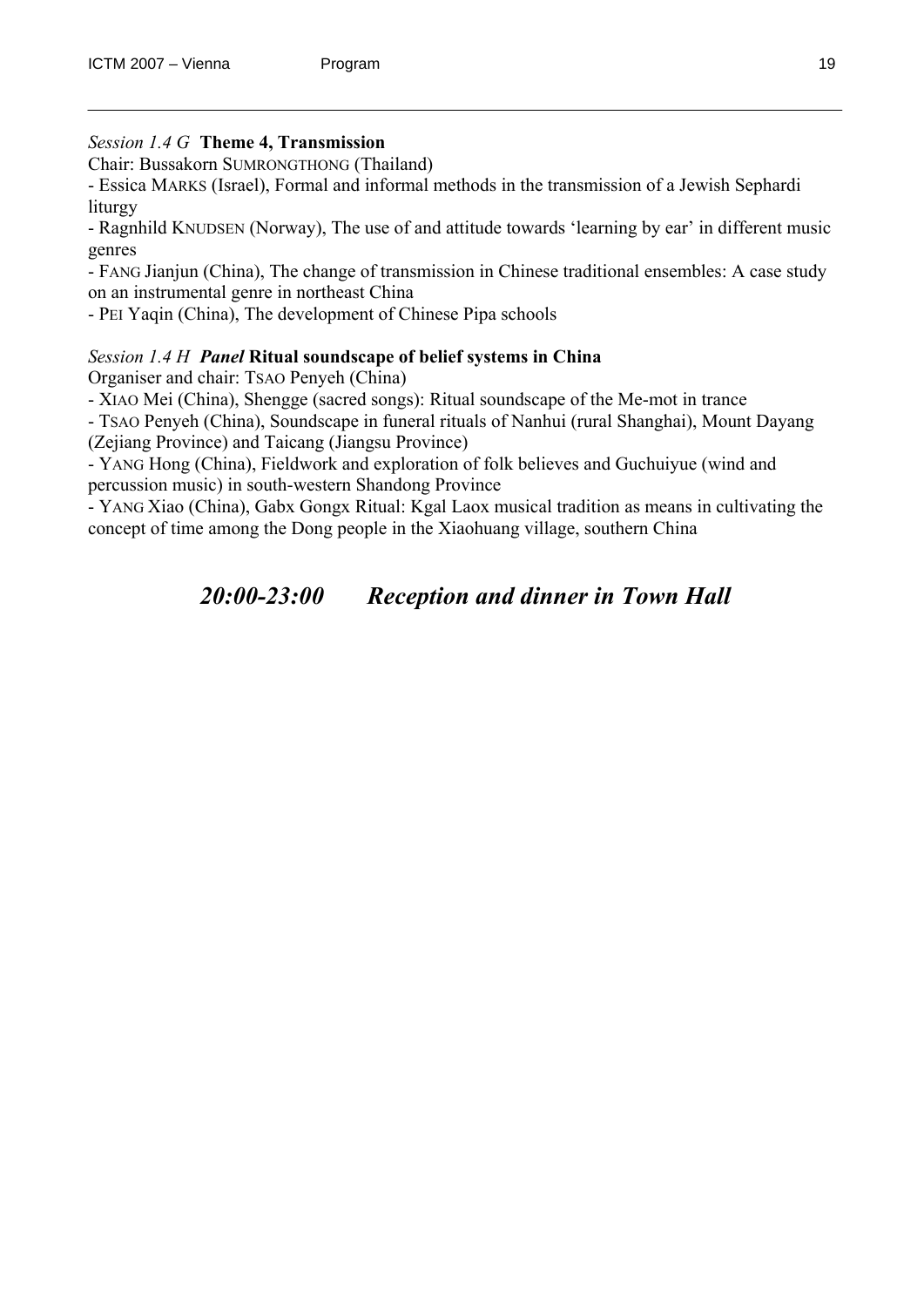*Session 1.4 G* **Theme 4, Transmission**

Chair: Bussakorn SUMRONGTHONG (Thailand)

- Essica MARKS (Israel), Formal and informal methods in the transmission of a Jewish Sephardi liturgy
- Ragnhild KNUDSEN (Norway), The use of and attitude towards 'learning by ear' in different music genres
- FANG Jianjun (China), The change of transmission in Chinese traditional ensembles: A case study on an instrumental genre in northeast China
- PEI Yaqin (China), The development of Chinese Pipa schools

*Session 1.4 H* ***Panel*** **Ritual soundscape of belief systems in China**

Organiser and chair: TSAO Penyeh (China)

- XIAO Mei (China), Shengge (sacred songs): Ritual soundscape of the Me-mot in trance
- TSAO Penyeh (China), Soundscape in funeral rituals of Nanhui (rural Shanghai), Mount Dayang (Zejiang Province) and Taicang (Jiangsu Province)
- YANG Hong (China), Fieldwork and exploration of folk believes and Guchuiyue (wind and percussion music) in south-western Shandong Province
- YANG Xiao (China), Gabx Gongx Ritual: Kgal Laox musical tradition as means in cultivating the concept of time among the Dong people in the Xiaohuang village, southern China

## *20:00-23:00 Reception and dinner in Town Hall*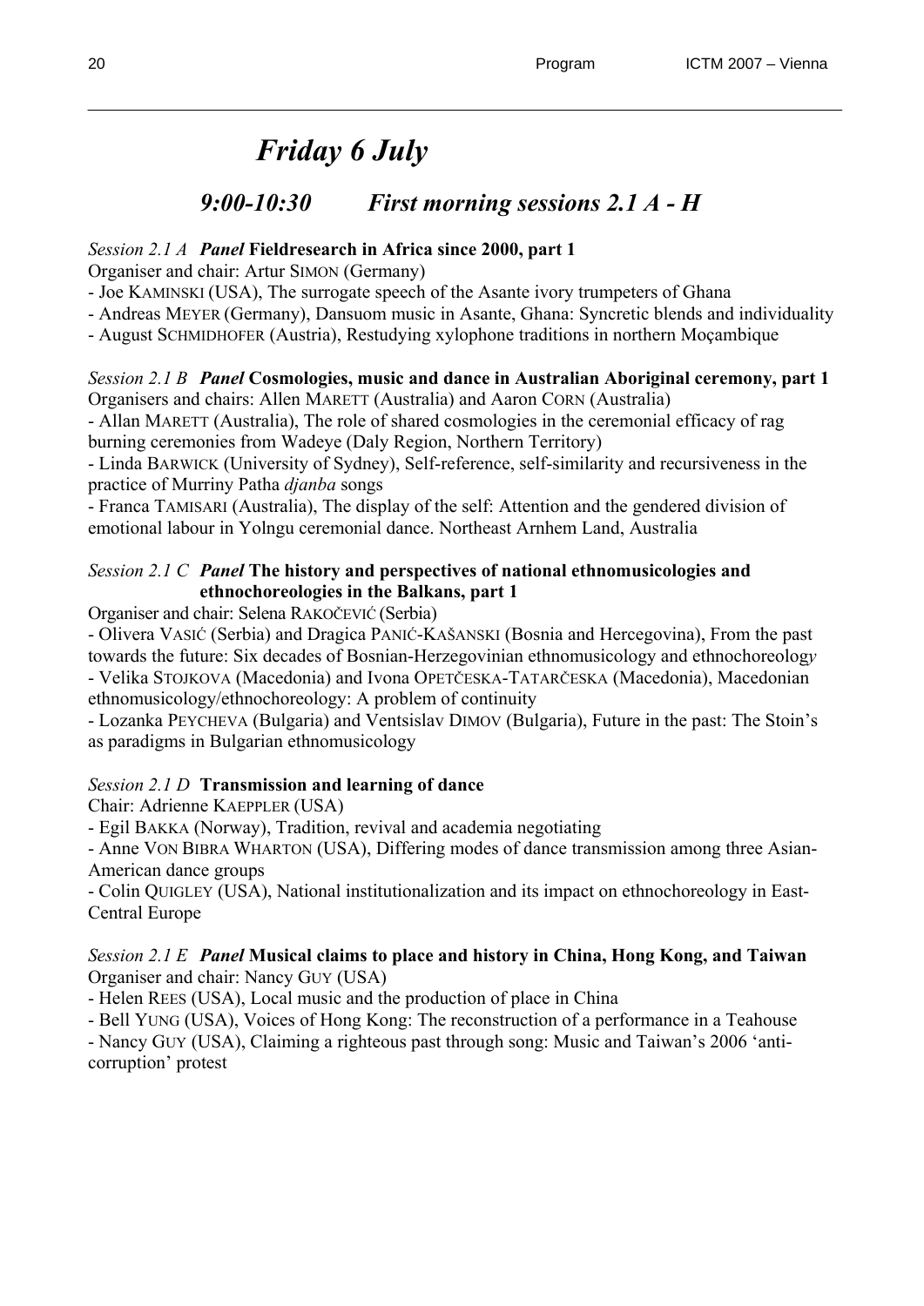# *Friday 6 July*

## *9:00-10:30 First morning sessions 2.1 A - H*

*Session 2.1 A* ***Panel*** **Fieldresearch in Africa since 2000, part 1**
Organiser and chair: Artur SIMON (Germany)
- Joe KAMINSKI (USA), The surrogate speech of the Asante ivory trumpeters of Ghana
- Andreas MEYER (Germany), Dansuom music in Asante, Ghana: Syncretic blends and individuality
- August SCHMIDHOFER (Austria), Restudying xylophone traditions in northern Moçambique

*Session 2.1 B* ***Panel*** **Cosmologies, music and dance in Australian Aboriginal ceremony, part 1**
Organisers and chairs: Allen MARETT (Australia) and Aaron CORN (Australia)
- Allan MARETT (Australia), The role of shared cosmologies in the ceremonial efficacy of rag burning ceremonies from Wadeye (Daly Region, Northern Territory)
- Linda BARWICK (University of Sydney), Self-reference, self-similarity and recursiveness in the practice of Murriny Patha *djanba* songs
- Franca TAMISARI (Australia), The display of the self: Attention and the gendered division of emotional labour in Yolngu ceremonial dance. Northeast Arnhem Land, Australia

*Session 2.1 C* ***Panel*** **The history and perspectives of national ethnomusicologies and ethnochoreologies in the Balkans, part 1**
Organiser and chair: Selena RAKOČEVIĆ (Serbia)
- Olivera VASIĆ (Serbia) and Dragica PANIĆ-KAŠANSKI (Bosnia and Hercegovina), From the past towards the future: Six decades of Bosnian-Herzegovinian ethnomusicology and ethnochoreology
- Velika STOJKOVA (Macedonia) and Ivona OPETČESKA-TATARČESKA (Macedonia), Macedonian ethnomusicology/ethnochoreology: A problem of continuity
- Lozanka PEYCHEVA (Bulgaria) and Ventsislav DIMOV (Bulgaria), Future in the past: The Stoin's as paradigms in Bulgarian ethnomusicology

*Session 2.1 D* **Transmission and learning of dance**
Chair: Adrienne KAEPPLER (USA)
- Egil BAKKA (Norway), Tradition, revival and academia negotiating
- Anne VON BIBRA WHARTON (USA), Differing modes of dance transmission among three Asian-American dance groups
- Colin QUIGLEY (USA), National institutionalization and its impact on ethnochoreology in East-Central Europe

*Session 2.1 E* ***Panel*** **Musical claims to place and history in China, Hong Kong, and Taiwan**
Organiser and chair: Nancy GUY (USA)
- Helen REES (USA), Local music and the production of place in China
- Bell YUNG (USA), Voices of Hong Kong: The reconstruction of a performance in a Teahouse
- Nancy GUY (USA), Claiming a righteous past through song: Music and Taiwan's 2006 'anti-corruption' protest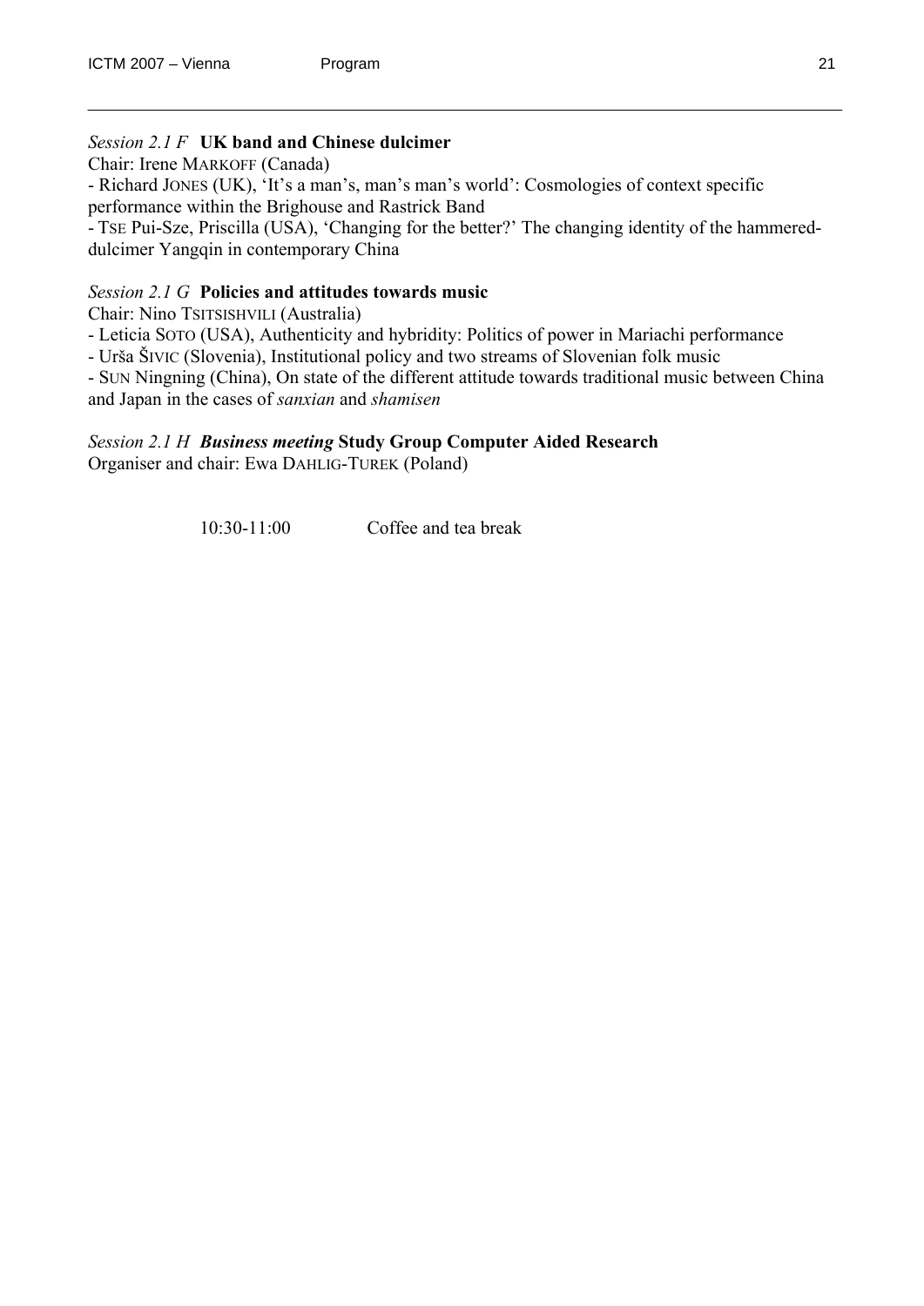*Session 2.1 F* **UK band and Chinese dulcimer**

Chair: Irene MARKOFF (Canada)

- Richard JONES (UK), 'It's a man's, man's man's world': Cosmologies of context specific performance within the Brighouse and Rastrick Band
- TSE Pui-Sze, Priscilla (USA), 'Changing for the better?' The changing identity of the hammered-dulcimer Yangqin in contemporary China

*Session 2.1 G* **Policies and attitudes towards music**

Chair: Nino TSITSISHVILI (Australia)

- Leticia SOTO (USA), Authenticity and hybridity: Politics of power in Mariachi performance
- Urša ŠIVIC (Slovenia), Institutional policy and two streams of Slovenian folk music
- SUN Ningning (China), On state of the different attitude towards traditional music between China and Japan in the cases of *sanxian* and *shamisen*

*Session 2.1 H* ***Business meeting*** **Study Group Computer Aided Research**

Organiser and chair: Ewa DAHLIG-TUREK (Poland)

10:30-11:00 Coffee and tea break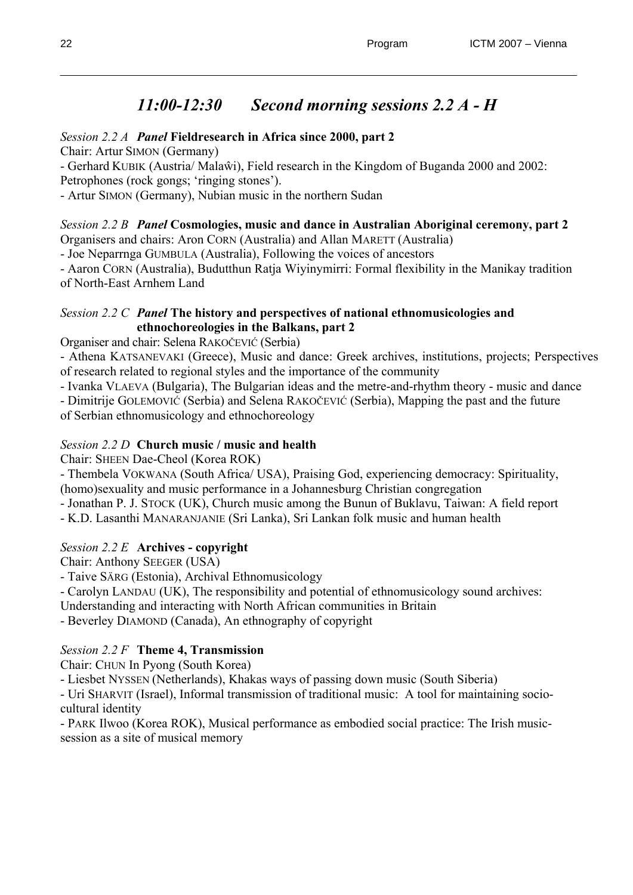# *11:00-12:30 Second morning sessions 2.2 A - H*

*Session 2.2 A* ***Panel* Fieldresearch in Africa since 2000, part 2**
Chair: Artur SIMON (Germany)
- Gerhard KUBIK (Austria/ Malaŵi), Field research in the Kingdom of Buganda 2000 and 2002: Petrophones (rock gongs; 'ringing stones').
- Artur SIMON (Germany), Nubian music in the northern Sudan

*Session 2.2 B* ***Panel* Cosmologies, music and dance in Australian Aboriginal ceremony, part 2**
Organisers and chairs: Aron CORN (Australia) and Allan MARETT (Australia)
- Joe Neparrnga GUMBULA (Australia), Following the voices of ancestors
- Aaron CORN (Australia), Budutthun Ratja Wiyinymirri: Formal flexibility in the Manikay tradition of North-East Arnhem Land

*Session 2.2 C* ***Panel* The history and perspectives of national ethnomusicologies and ethnochoreologies in the Balkans, part 2**
Organiser and chair: Selena RAKOČEVIĆ (Serbia)
- Athena KATSANEVAKI (Greece), Music and dance: Greek archives, institutions, projects; Perspectives of research related to regional styles and the importance of the community
- Ivanka VLAEVA (Bulgaria), The Bulgarian ideas and the metre-and-rhythm theory - music and dance
- Dimitrije GOLEMOVIĆ (Serbia) and Selena RAKOČEVIĆ (Serbia), Mapping the past and the future of Serbian ethnomusicology and ethnochoreology

*Session 2.2 D* **Church music / music and health**
Chair: SHEEN Dae-Cheol (Korea ROK)
- Thembela VOKWANA (South Africa/ USA), Praising God, experiencing democracy: Spirituality, (homo)sexuality and music performance in a Johannesburg Christian congregation
- Jonathan P. J. STOCK (UK), Church music among the Bunun of Buklavu, Taiwan: A field report
- K.D. Lasanthi MANARANJANIE (Sri Lanka), Sri Lankan folk music and human health

*Session 2.2 E* **Archives - copyright**
Chair: Anthony SEEGER (USA)
- Taive SÄRG (Estonia), Archival Ethnomusicology
- Carolyn LANDAU (UK), The responsibility and potential of ethnomusicology sound archives: Understanding and interacting with North African communities in Britain
- Beverley DIAMOND (Canada), An ethnography of copyright

*Session 2.2 F* **Theme 4, Transmission**
Chair: CHUN In Pyong (South Korea)
- Liesbet NYSSEN (Netherlands), Khakas ways of passing down music (South Siberia)
- Uri SHARVIT (Israel), Informal transmission of traditional music: A tool for maintaining socio-cultural identity
- PARK Ilwoo (Korea ROK), Musical performance as embodied social practice: The Irish music-session as a site of musical memory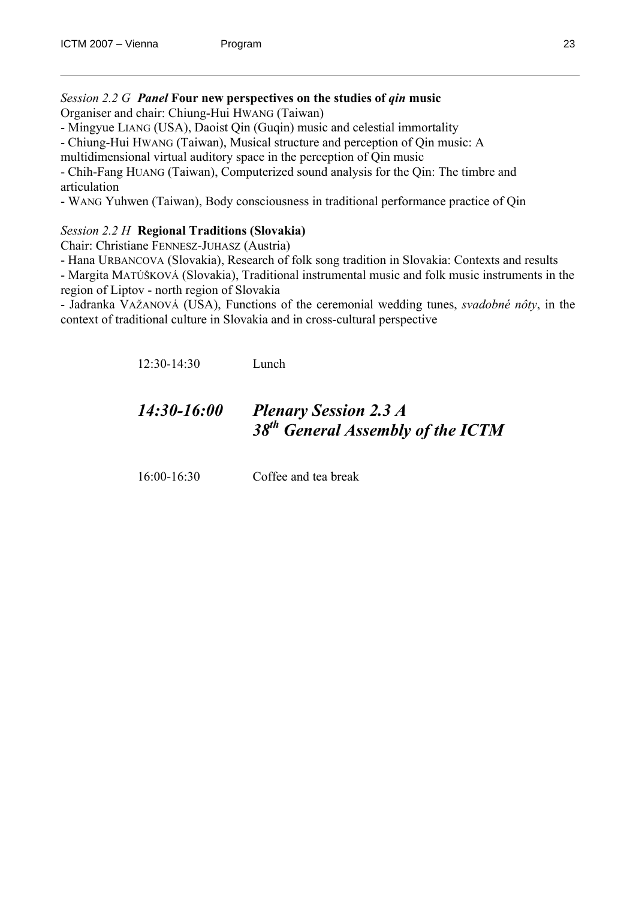*Session 2.2 G* ***Panel*** **Four new perspectives on the studies of *qin* music**

Organiser and chair: Chiung-Hui HWANG (Taiwan)

- Mingyue LIANG (USA), Daoist Qin (Guqin) music and celestial immortality
- Chiung-Hui HWANG (Taiwan), Musical structure and perception of Qin music: A multidimensional virtual auditory space in the perception of Qin music
- Chih-Fang HUANG (Taiwan), Computerized sound analysis for the Qin: The timbre and articulation
- WANG Yuhwen (Taiwan), Body consciousness in traditional performance practice of Qin

*Session 2.2 H* **Regional Traditions (Slovakia)**

Chair: Christiane FENNESZ-JUHASZ (Austria)

- Hana URBANCOVA (Slovakia), Research of folk song tradition in Slovakia: Contexts and results
- Margita MATÚŠKOVÁ (Slovakia), Traditional instrumental music and folk music instruments in the region of Liptov - north region of Slovakia
- Jadranka VAŽANOVÁ (USA), Functions of the ceremonial wedding tunes, *svadobné nôty*, in the context of traditional culture in Slovakia and in cross-cultural perspective

12:30-14:30 Lunch

## *14:30-16:00 Plenary Session 2.3 A*
## *38th General Assembly of the ICTM*

16:00-16:30 Coffee and tea break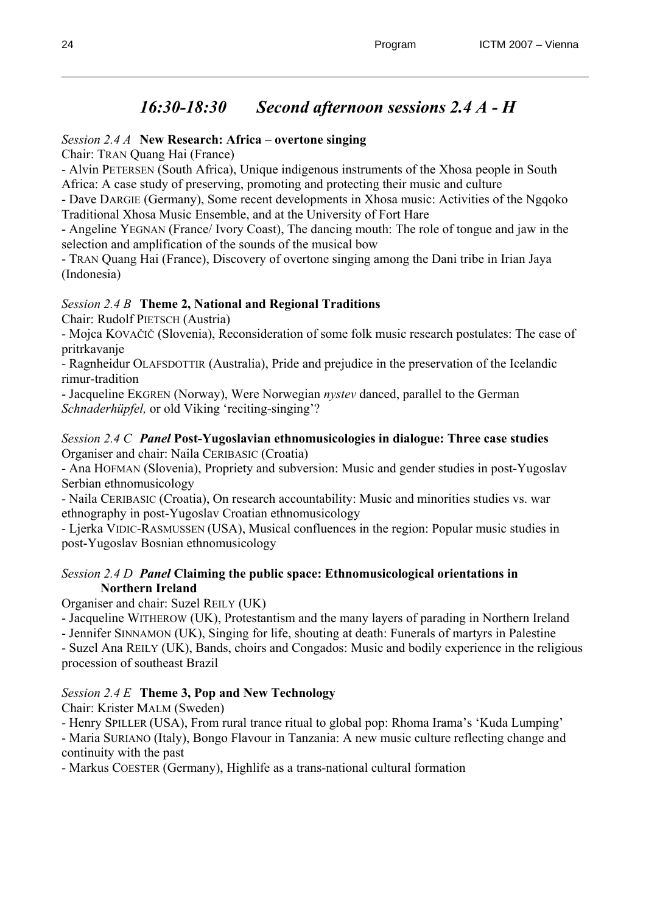## *16:30-18:30 Second afternoon sessions 2.4 A - H*

*Session 2.4 A* **New Research: Africa – overtone singing**

Chair: TRAN Quang Hai (France)

- Alvin PETERSEN (South Africa), Unique indigenous instruments of the Xhosa people in South Africa: A case study of preserving, promoting and protecting their music and culture
- Dave DARGIE (Germany), Some recent developments in Xhosa music: Activities of the Ngqoko Traditional Xhosa Music Ensemble, and at the University of Fort Hare
- Angeline YEGNAN (France/ Ivory Coast), The dancing mouth: The role of tongue and jaw in the selection and amplification of the sounds of the musical bow
- TRAN Quang Hai (France), Discovery of overtone singing among the Dani tribe in Irian Jaya (Indonesia)

*Session 2.4 B* **Theme 2, National and Regional Traditions**

Chair: Rudolf PIETSCH (Austria)

- Mojca KOVAČIČ (Slovenia), Reconsideration of some folk music research postulates: The case of pritrkavanje
- Ragnheidur OLAFSDOTTIR (Australia), Pride and prejudice in the preservation of the Icelandic rimur-tradition
- Jacqueline EKGREN (Norway), Were Norwegian *nystev* danced, parallel to the German *Schnaderhüpfel,* or old Viking 'reciting-singing'?

*Session 2.4 C* ***Panel*** **Post-Yugoslavian ethnomusicologies in dialogue: Three case studies**

Organiser and chair: Naila CERIBASIC (Croatia)

- Ana HOFMAN (Slovenia), Propriety and subversion: Music and gender studies in post-Yugoslav Serbian ethnomusicology
- Naila CERIBASIC (Croatia), On research accountability: Music and minorities studies vs. war ethnography in post-Yugoslav Croatian ethnomusicology
- Ljerka VIDIC-RASMUSSEN (USA), Musical confluences in the region: Popular music studies in post-Yugoslav Bosnian ethnomusicology

*Session 2.4 D* ***Panel*** **Claiming the public space: Ethnomusicological orientations in Northern Ireland**

Organiser and chair: Suzel REILY (UK)

- Jacqueline WITHEROW (UK), Protestantism and the many layers of parading in Northern Ireland
- Jennifer SINNAMON (UK), Singing for life, shouting at death: Funerals of martyrs in Palestine
- Suzel Ana REILY (UK), Bands, choirs and Congados: Music and bodily experience in the religious procession of southeast Brazil

*Session 2.4 E* **Theme 3, Pop and New Technology**

Chair: Krister MALM (Sweden)

- Henry SPILLER (USA), From rural trance ritual to global pop: Rhoma Irama's 'Kuda Lumping'
- Maria SURIANO (Italy), Bongo Flavour in Tanzania: A new music culture reflecting change and continuity with the past
- Markus COESTER (Germany), Highlife as a trans-national cultural formation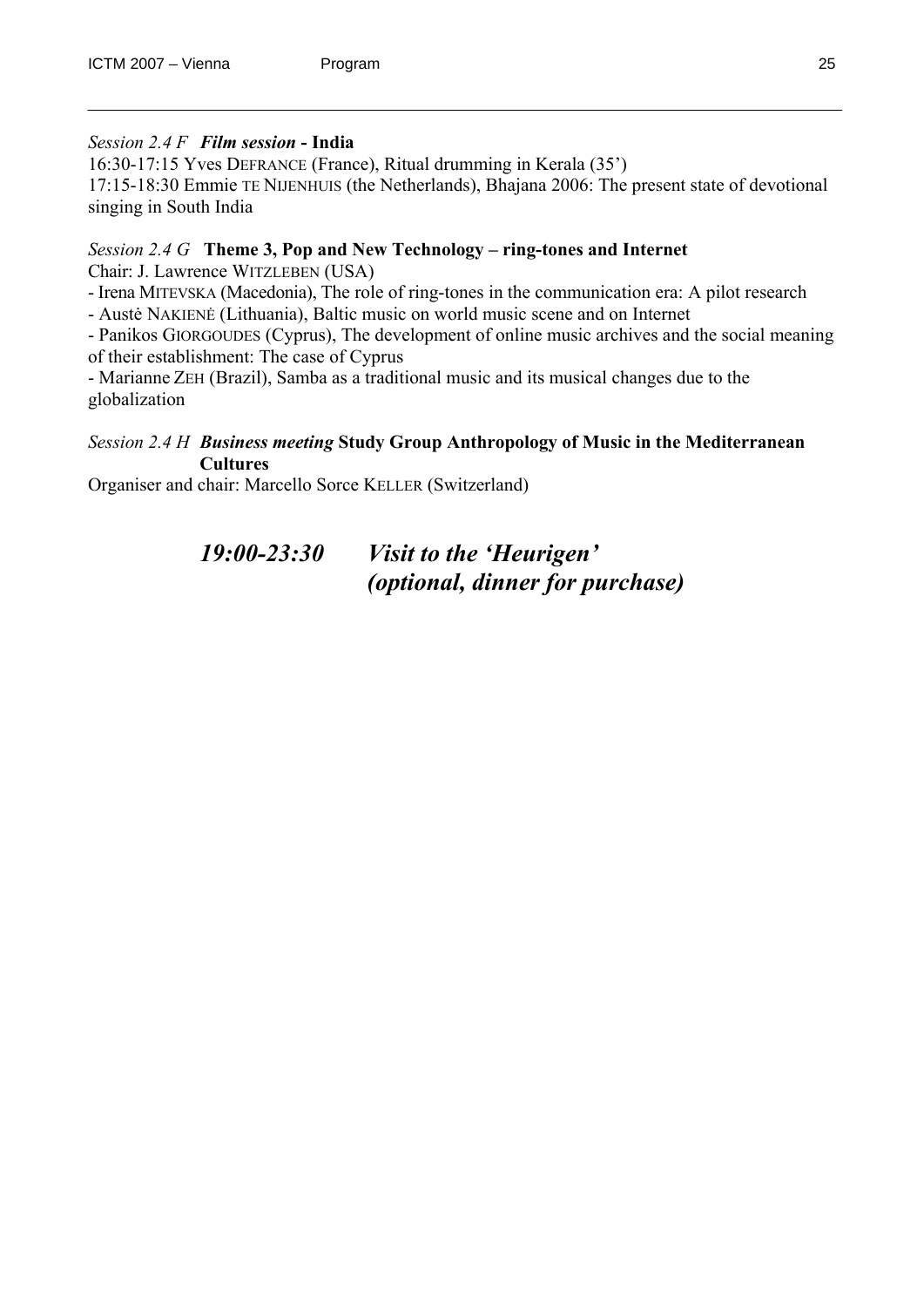*Session 2.4 F* ***Film session*** **- India**

16:30-17:15 Yves DEFRANCE (France), Ritual drumming in Kerala (35')

17:15-18:30 Emmie TE NIJENHUIS (the Netherlands), Bhajana 2006: The present state of devotional singing in South India

*Session 2.4 G* **Theme 3, Pop and New Technology – ring-tones and Internet**

Chair: J. Lawrence WITZLEBEN (USA)

- Irena MITEVSKA (Macedonia), The role of ring-tones in the communication era: A pilot research
- Austė NAKIENĖ (Lithuania), Baltic music on world music scene and on Internet
- Panikos GIORGOUDES (Cyprus), The development of online music archives and the social meaning of their establishment: The case of Cyprus
- Marianne ZEH (Brazil), Samba as a traditional music and its musical changes due to the globalization

*Session 2.4 H* ***Business meeting*** **Study Group Anthropology of Music in the Mediterranean Cultures**

Organiser and chair: Marcello Sorce KELLER (Switzerland)

***19:00-23:30 Visit to the 'Heurigen' (optional, dinner for purchase)***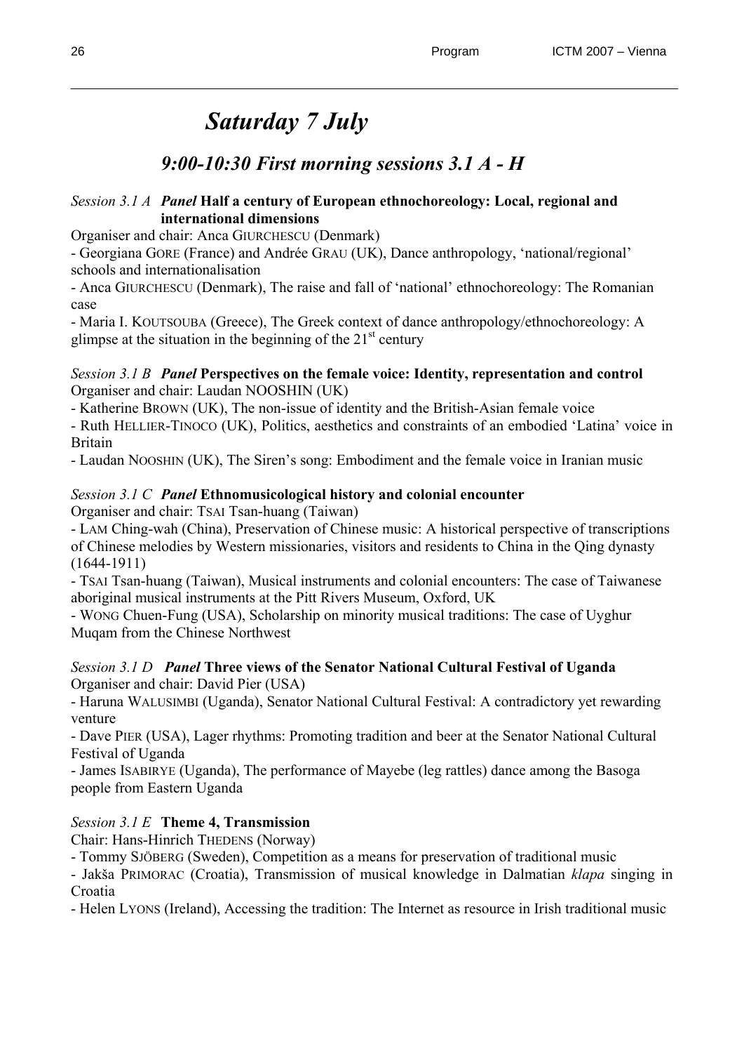# *Saturday 7 July*

## *9:00-10:30 First morning sessions 3.1 A - H*

*Session 3.1 A* ***Panel* Half a century of European ethnochoreology: Local, regional and international dimensions**

Organiser and chair: Anca GIURCHESCU (Denmark)

- Georgiana GORE (France) and Andrée GRAU (UK), Dance anthropology, 'national/regional' schools and internationalisation
- Anca GIURCHESCU (Denmark), The raise and fall of 'national' ethnochoreology: The Romanian case
- Maria I. KOUTSOUBA (Greece), The Greek context of dance anthropology/ethnochoreology: A glimpse at the situation in the beginning of the 21st century

*Session 3.1 B* ***Panel* Perspectives on the female voice: Identity, representation and control**

Organiser and chair: Laudan NOOSHIN (UK)

- Katherine BROWN (UK), The non-issue of identity and the British-Asian female voice
- Ruth HELLIER-TINOCO (UK), Politics, aesthetics and constraints of an embodied 'Latina' voice in Britain
- Laudan NOOSHIN (UK), The Siren's song: Embodiment and the female voice in Iranian music

*Session 3.1 C* ***Panel* Ethnomusicological history and colonial encounter**

Organiser and chair: TSAI Tsan-huang (Taiwan)

- LAM Ching-wah (China), Preservation of Chinese music: A historical perspective of transcriptions of Chinese melodies by Western missionaries, visitors and residents to China in the Qing dynasty (1644-1911)
- TSAI Tsan-huang (Taiwan), Musical instruments and colonial encounters: The case of Taiwanese aboriginal musical instruments at the Pitt Rivers Museum, Oxford, UK
- WONG Chuen-Fung (USA), Scholarship on minority musical traditions: The case of Uyghur Muqam from the Chinese Northwest

*Session 3.1 D* ***Panel* Three views of the Senator National Cultural Festival of Uganda**

Organiser and chair: David Pier (USA)

- Haruna WALUSIMBI (Uganda), Senator National Cultural Festival: A contradictory yet rewarding venture
- Dave PIER (USA), Lager rhythms: Promoting tradition and beer at the Senator National Cultural Festival of Uganda
- James ISABIRYE (Uganda), The performance of Mayebe (leg rattles) dance among the Basoga people from Eastern Uganda

*Session 3.1 E* **Theme 4, Transmission**

Chair: Hans-Hinrich THEDENS (Norway)

- Tommy SJÖBERG (Sweden), Competition as a means for preservation of traditional music
- Jakša PRIMORAC (Croatia), Transmission of musical knowledge in Dalmatian *klapa* singing in Croatia
- Helen LYONS (Ireland), Accessing the tradition: The Internet as resource in Irish traditional music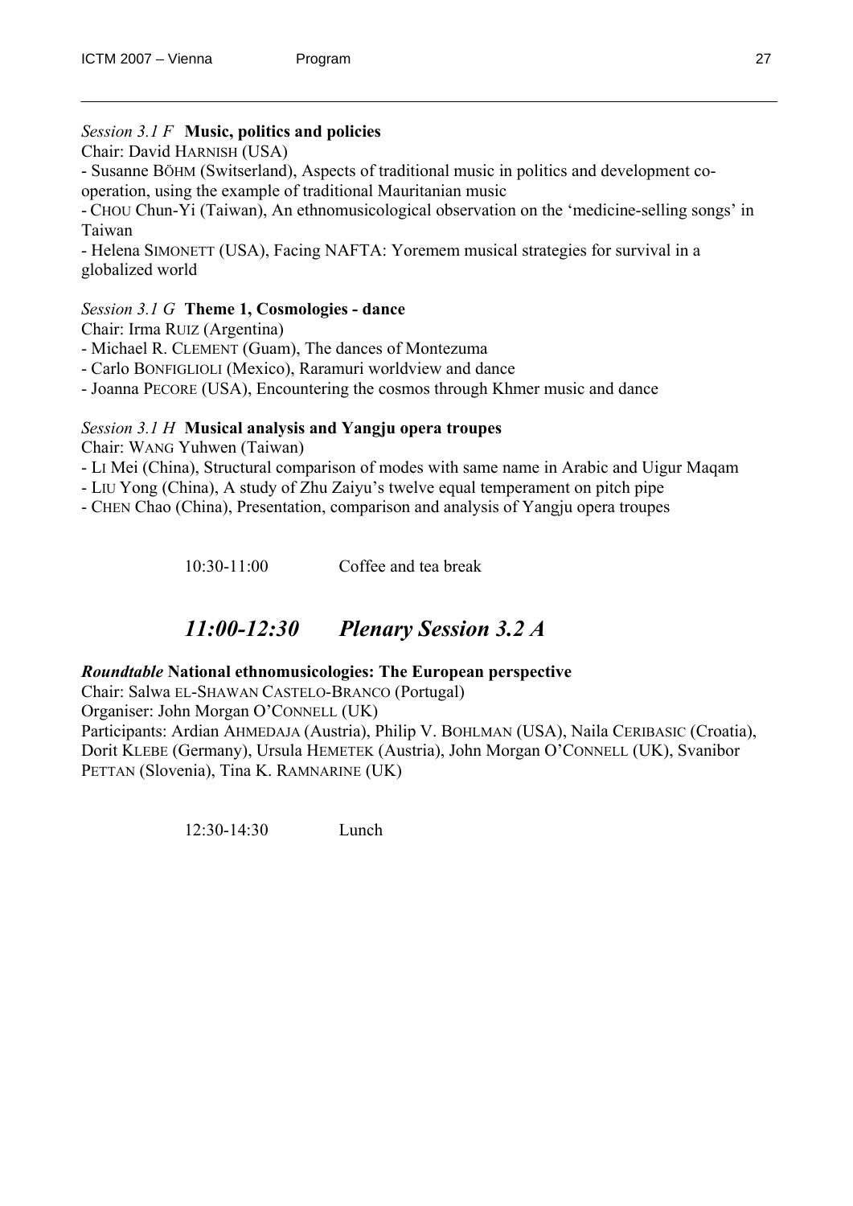*Session 3.1 F* **Music, politics and policies**

Chair: David HARNISH (USA)

- Susanne BÖHM (Switzerland), Aspects of traditional music in politics and development co-operation, using the example of traditional Mauritanian music
- CHOU Chun-Yi (Taiwan), An ethnomusicological observation on the 'medicine-selling songs' in Taiwan
- Helena SIMONETT (USA), Facing NAFTA: Yoremem musical strategies for survival in a globalized world

*Session 3.1 G* **Theme 1, Cosmologies - dance**

Chair: Irma RUIZ (Argentina)

- Michael R. CLEMENT (Guam), The dances of Montezuma
- Carlo BONFIGLIOLI (Mexico), Raramuri worldview and dance
- Joanna PECORE (USA), Encountering the cosmos through Khmer music and dance

*Session 3.1 H* **Musical analysis and Yangju opera troupes**

Chair: WANG Yuhwen (Taiwan)

- LI Mei (China), Structural comparison of modes with same name in Arabic and Uigur Maqam
- LIU Yong (China), A study of Zhu Zaiyu's twelve equal temperament on pitch pipe
- CHEN Chao (China), Presentation, comparison and analysis of Yangju opera troupes

10:30-11:00 Coffee and tea break

## *11:00-12:30 Plenary Session 3.2 A*

***Roundtable*** **National ethnomusicologies: The European perspective**

Chair: Salwa EL-SHAWAN CASTELO-BRANCO (Portugal)

Organiser: John Morgan O'CONNELL (UK)

Participants: Ardian AHMEDAJA (Austria), Philip V. BOHLMAN (USA), Naila CERIBASIC (Croatia), Dorit KLEBE (Germany), Ursula HEMETEK (Austria), John Morgan O'CONNELL (UK), Svanibor PETTAN (Slovenia), Tina K. RAMNARINE (UK)

12:30-14:30 Lunch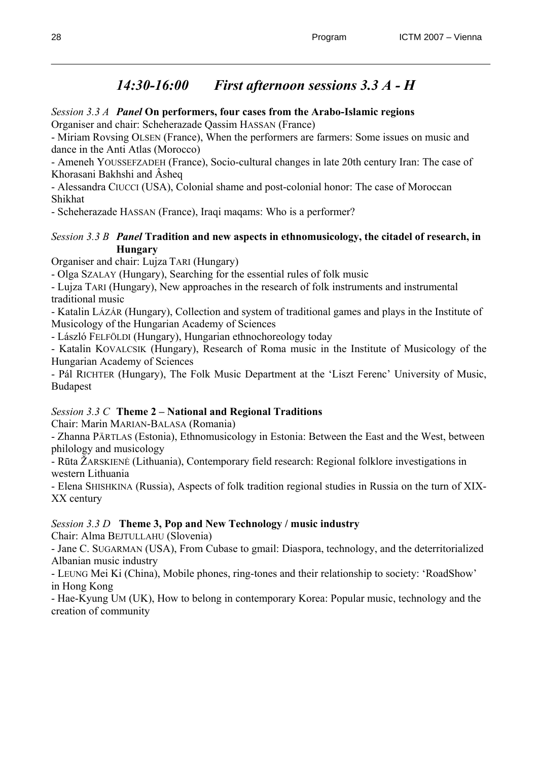## *14:30-16:00 First afternoon sessions 3.3 A - H*

*Session 3.3 A* ***Panel*** **On performers, four cases from the Arabo-Islamic regions**
Organiser and chair: Scheherazade Qassim HASSAN (France)
- Miriam Rovsing OLSEN (France), When the performers are farmers: Some issues on music and dance in the Anti Atlas (Morocco)
- Ameneh YOUSSEFZADEH (France), Socio-cultural changes in late 20th century Iran: The case of Khorasani Bakhshi and Âsheq
- Alessandra CIUCCI (USA), Colonial shame and post-colonial honor: The case of Moroccan Shikhat
- Scheherazade HASSAN (France), Iraqi maqams: Who is a performer?

*Session 3.3 B* ***Panel*** **Tradition and new aspects in ethnomusicology, the citadel of research, in Hungary**
Organiser and chair: Lujza TARI (Hungary)
- Olga SZALAY (Hungary), Searching for the essential rules of folk music
- Lujza TARI (Hungary), New approaches in the research of folk instruments and instrumental traditional music
- Katalin LÁZÁR (Hungary), Collection and system of traditional games and plays in the Institute of Musicology of the Hungarian Academy of Sciences
- László FELFÖLDI (Hungary), Hungarian ethnochoreology today
- Katalin KOVALCSIK (Hungary), Research of Roma music in the Institute of Musicology of the Hungarian Academy of Sciences
- Pál RICHTER (Hungary), The Folk Music Department at the 'Liszt Ferenc' University of Music, Budapest

*Session 3.3 C* **Theme 2 – National and Regional Traditions**
Chair: Marin MARIAN-BALASA (Romania)
- Zhanna PÄRTLAS (Estonia), Ethnomusicology in Estonia: Between the East and the West, between philology and musicology
- Rūta ŽARSKIENĖ (Lithuania), Contemporary field research: Regional folklore investigations in western Lithuania
- Elena SHISHKINA (Russia), Aspects of folk tradition regional studies in Russia on the turn of XIX-XX century

*Session 3.3 D* **Theme 3, Pop and New Technology / music industry**
Chair: Alma BEJTULLAHU (Slovenia)
- Jane C. SUGARMAN (USA), From Cubase to gmail: Diaspora, technology, and the deterritorialized Albanian music industry
- LEUNG Mei Ki (China), Mobile phones, ring-tones and their relationship to society: 'RoadShow' in Hong Kong
- Hae-Kyung UM (UK), How to belong in contemporary Korea: Popular music, technology and the creation of community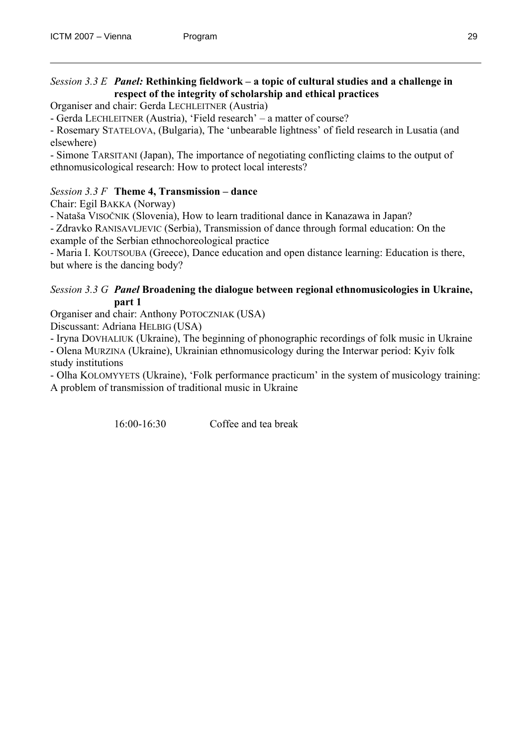*Session 3.3 E* ***Panel:*** **Rethinking fieldwork – a topic of cultural studies and a challenge in respect of the integrity of scholarship and ethical practices**

Organiser and chair: Gerda LECHLEITNER (Austria)

- Gerda LECHLEITNER (Austria), 'Field research' – a matter of course?
- Rosemary STATELOVA, (Bulgaria), The 'unbearable lightness' of field research in Lusatia (and elsewhere)
- Simone TARSITANI (Japan), The importance of negotiating conflicting claims to the output of ethnomusicological research: How to protect local interests?

*Session 3.3 F* **Theme 4, Transmission – dance**

Chair: Egil BAKKA (Norway)

- Nataša VISOČNIK (Slovenia), How to learn traditional dance in Kanazawa in Japan?
- Zdravko RANISAVLJEVIC (Serbia), Transmission of dance through formal education: On the example of the Serbian ethnochoreological practice
- Maria I. KOUTSOUBA (Greece), Dance education and open distance learning: Education is there, but where is the dancing body?

*Session 3.3 G* ***Panel*** **Broadening the dialogue between regional ethnomusicologies in Ukraine, part 1**

Organiser and chair: Anthony POTOCZNIAK (USA)

Discussant: Adriana HELBIG (USA)

- Iryna DOVHALIUK (Ukraine), The beginning of phonographic recordings of folk music in Ukraine
- Olena MURZINA (Ukraine), Ukrainian ethnomusicology during the Interwar period: Kyiv folk study institutions
- Olha KOLOMYYETS (Ukraine), 'Folk performance practicum' in the system of musicology training: A problem of transmission of traditional music in Ukraine

16:00-16:30 Coffee and tea break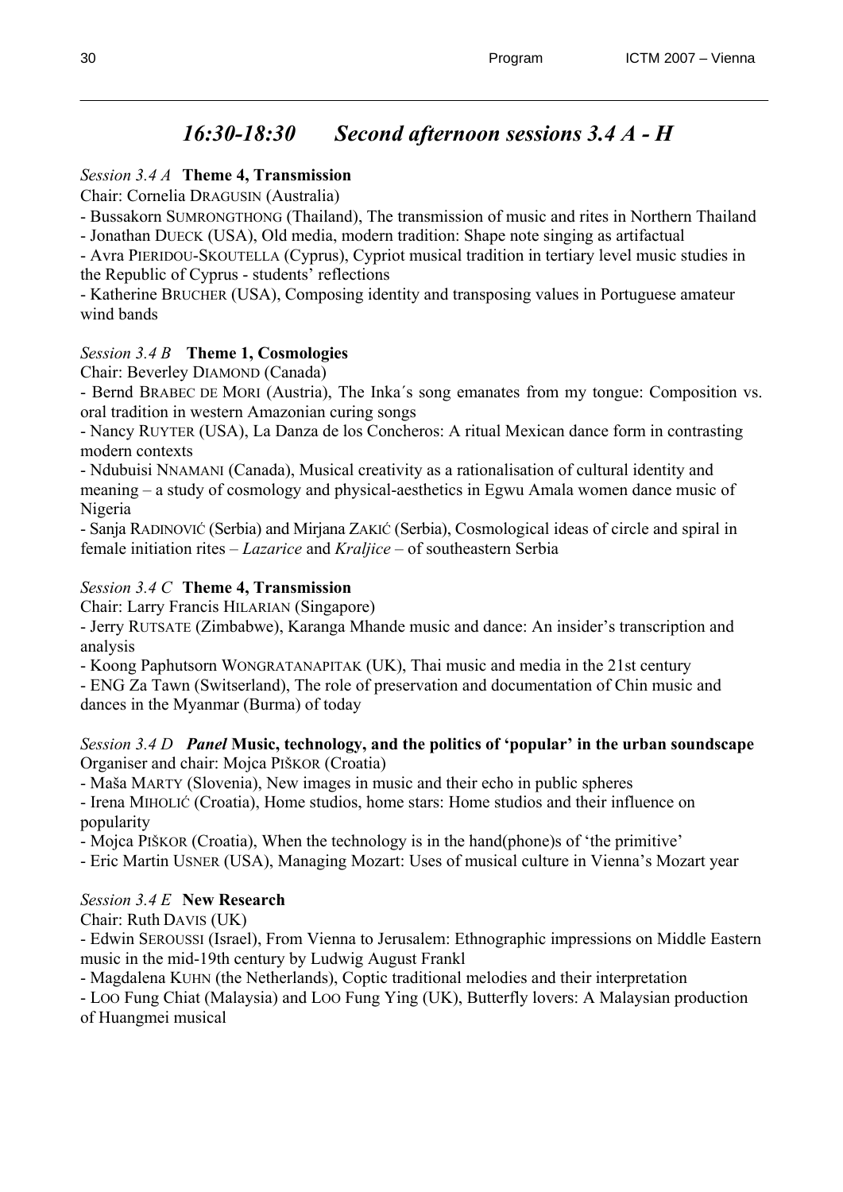# *16:30-18:30 Second afternoon sessions 3.4 A - H*

*Session 3.4 A* **Theme 4, Transmission**

Chair: Cornelia DRAGUSIN (Australia)

- Bussakorn SUMRONGTHONG (Thailand), The transmission of music and rites in Northern Thailand
- Jonathan DUECK (USA), Old media, modern tradition: Shape note singing as artifactual
- Avra PIERIDOU-SKOUTELLA (Cyprus), Cypriot musical tradition in tertiary level music studies in the Republic of Cyprus - students' reflections
- Katherine BRUCHER (USA), Composing identity and transposing values in Portuguese amateur wind bands

*Session 3.4 B* **Theme 1, Cosmologies**

Chair: Beverley DIAMOND (Canada)

- Bernd BRABEC DE MORI (Austria), The Inka´s song emanates from my tongue: Composition vs. oral tradition in western Amazonian curing songs
- Nancy RUYTER (USA), La Danza de los Concheros: A ritual Mexican dance form in contrasting modern contexts
- Ndubuisi NNAMANI (Canada), Musical creativity as a rationalisation of cultural identity and meaning – a study of cosmology and physical-aesthetics in Egwu Amala women dance music of Nigeria
- Sanja RADINOVIĆ (Serbia) and Mirjana ZAKIĆ (Serbia), Cosmological ideas of circle and spiral in female initiation rites – *Lazarice* and *Kraljice* – of southeastern Serbia

*Session 3.4 C* **Theme 4, Transmission**

Chair: Larry Francis HILARIAN (Singapore)

- Jerry RUTSATE (Zimbabwe), Karanga Mhande music and dance: An insider's transcription and analysis
- Koong Paphutsorn WONGRATANAPITAK (UK), Thai music and media in the 21st century
- ENG Za Tawn (Switzerland), The role of preservation and documentation of Chin music and dances in the Myanmar (Burma) of today

*Session 3.4 D* ***Panel*** **Music, technology, and the politics of 'popular' in the urban soundscape**

Organiser and chair: Mojca PIŠKOR (Croatia)

- Maša MARTY (Slovenia), New images in music and their echo in public spheres
- Irena MIHOLIĆ (Croatia), Home studios, home stars: Home studios and their influence on popularity
- Mojca PIŠKOR (Croatia), When the technology is in the hand(phone)s of 'the primitive'
- Eric Martin USNER (USA), Managing Mozart: Uses of musical culture in Vienna's Mozart year

*Session 3.4 E* **New Research**

Chair: Ruth DAVIS (UK)

- Edwin SEROUSSI (Israel), From Vienna to Jerusalem: Ethnographic impressions on Middle Eastern music in the mid-19th century by Ludwig August Frankl
- Magdalena KUHN (the Netherlands), Coptic traditional melodies and their interpretation
- LOO Fung Chiat (Malaysia) and LOO Fung Ying (UK), Butterfly lovers: A Malaysian production of Huangmei musical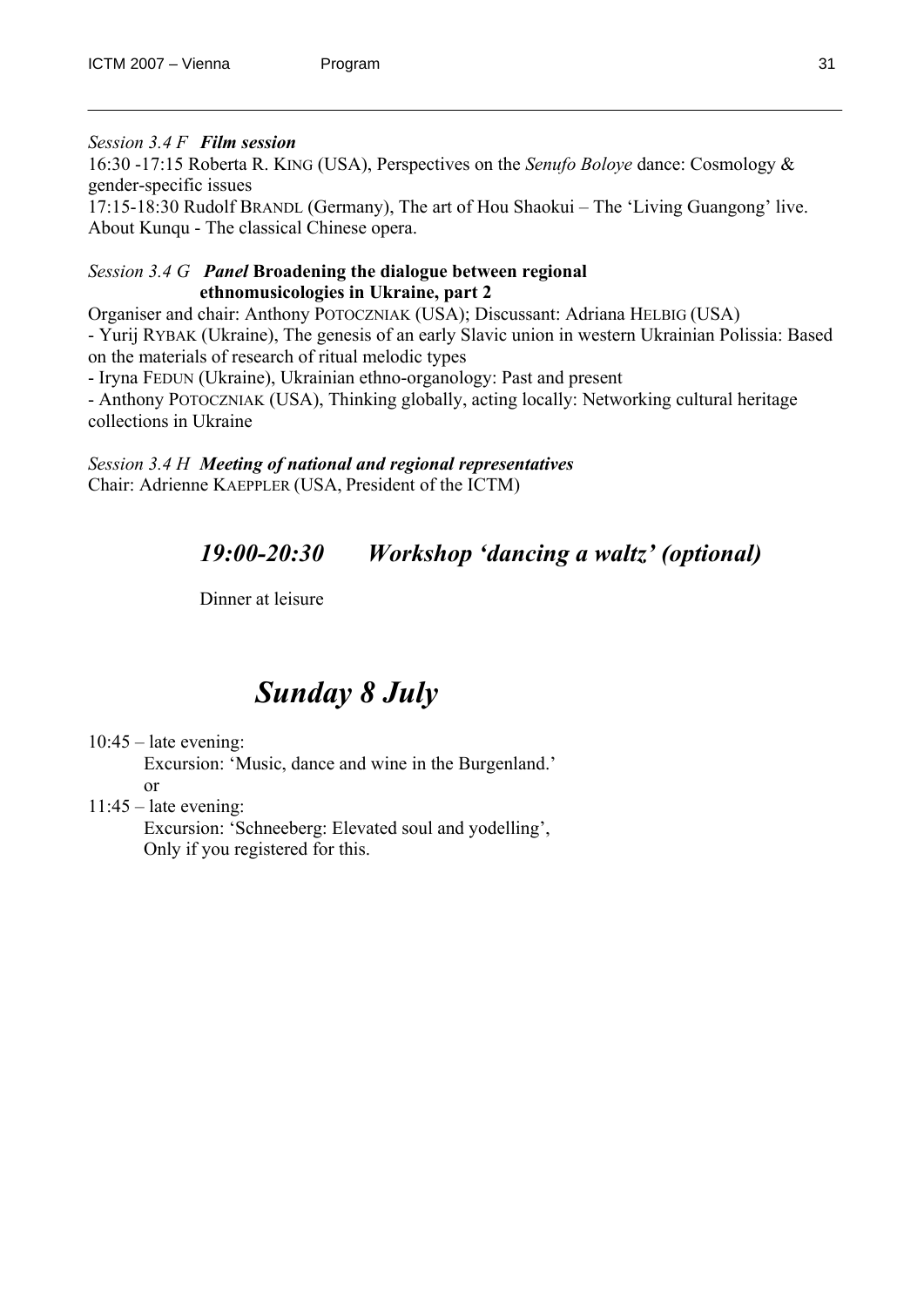*Session 3.4 F* ***Film session***

16:30 -17:15 Roberta R. KING (USA), Perspectives on the *Senufo Boloye* dance: Cosmology & gender-specific issues

17:15-18:30 Rudolf BRANDL (Germany), The art of Hou Shaokui – The 'Living Guangong' live. About Kunqu - The classical Chinese opera.

*Session 3.4 G* ***Panel* Broadening the dialogue between regional ethnomusicologies in Ukraine, part 2**

Organiser and chair: Anthony POTOCZNIAK (USA); Discussant: Adriana HELBIG (USA)

- Yurij RYBAK (Ukraine), The genesis of an early Slavic union in western Ukrainian Polissia: Based on the materials of research of ritual melodic types
- Iryna FEDUN (Ukraine), Ukrainian ethno-organology: Past and present
- Anthony POTOCZNIAK (USA), Thinking globally, acting locally: Networking cultural heritage collections in Ukraine

*Session 3.4 H* ***Meeting of national and regional representatives***

Chair: Adrienne KAEPPLER (USA, President of the ICTM)

## *19:00-20:30 Workshop 'dancing a waltz' (optional)*

Dinner at leisure

# *Sunday 8 July*

10:45 – late evening:
Excursion: 'Music, dance and wine in the Burgenland.'
or

11:45 – late evening:
Excursion: 'Schneeberg: Elevated soul and yodelling',
Only if you registered for this.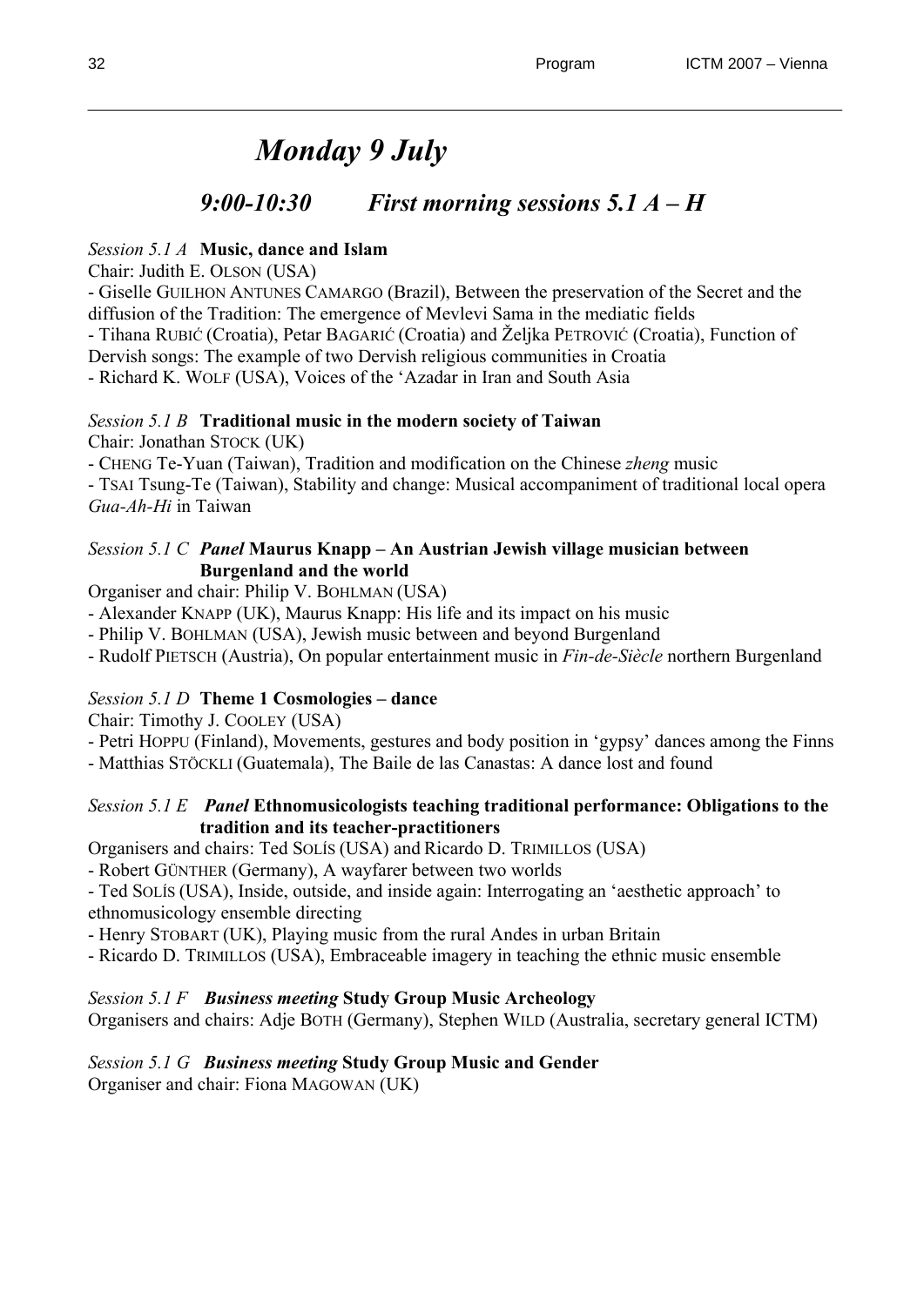# *Monday 9 July*

## *9:00-10:30 First morning sessions 5.1 A – H*

*Session 5.1 A* **Music, dance and Islam**
Chair: Judith E. OLSON (USA)
- Giselle GUILHON ANTUNES CAMARGO (Brazil), Between the preservation of the Secret and the diffusion of the Tradition: The emergence of Mevlevi Sama in the mediatic fields
- Tihana RUBIĆ (Croatia), Petar BAGARIĆ (Croatia) and Željka PETROVIĆ (Croatia), Function of Dervish songs: The example of two Dervish religious communities in Croatia
- Richard K. WOLF (USA), Voices of the 'Azadar in Iran and South Asia

*Session 5.1 B* **Traditional music in the modern society of Taiwan**
Chair: Jonathan STOCK (UK)
- CHENG Te-Yuan (Taiwan), Tradition and modification on the Chinese *zheng* music
- TSAI Tsung-Te (Taiwan), Stability and change: Musical accompaniment of traditional local opera *Gua-Ah-Hi* in Taiwan

*Session 5.1 C* ***Panel* Maurus Knapp – An Austrian Jewish village musician between Burgenland and the world**
Organiser and chair: Philip V. BOHLMAN (USA)
- Alexander KNAPP (UK), Maurus Knapp: His life and its impact on his music
- Philip V. BOHLMAN (USA), Jewish music between and beyond Burgenland
- Rudolf PIETSCH (Austria), On popular entertainment music in *Fin-de-Siècle* northern Burgenland

*Session 5.1 D* **Theme 1 Cosmologies – dance**
Chair: Timothy J. COOLEY (USA)
- Petri HOPPU (Finland), Movements, gestures and body position in 'gypsy' dances among the Finns
- Matthias STÖCKLI (Guatemala), The Baile de las Canastas: A dance lost and found

*Session 5.1 E* ***Panel* Ethnomusicologists teaching traditional performance: Obligations to the tradition and its teacher-practitioners**
Organisers and chairs: Ted SOLÍS (USA) and Ricardo D. TRIMILLOS (USA)
- Robert GÜNTHER (Germany), A wayfarer between two worlds
- Ted SOLÍS (USA), Inside, outside, and inside again: Interrogating an 'aesthetic approach' to ethnomusicology ensemble directing
- Henry STOBART (UK), Playing music from the rural Andes in urban Britain
- Ricardo D. TRIMILLOS (USA), Embraceable imagery in teaching the ethnic music ensemble

*Session 5.1 F* ***Business meeting* Study Group Music Archeology**
Organisers and chairs: Adje BOTH (Germany), Stephen WILD (Australia, secretary general ICTM)

*Session 5.1 G* ***Business meeting* Study Group Music and Gender**
Organiser and chair: Fiona MAGOWAN (UK)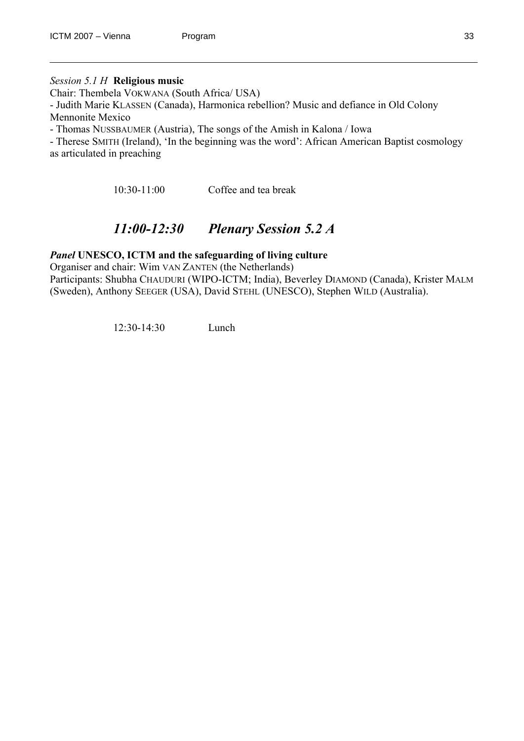*Session 5.1 H* **Religious music**

Chair: Thembela VOKWANA (South Africa/ USA)

- Judith Marie KLASSEN (Canada), Harmonica rebellion? Music and defiance in Old Colony Mennonite Mexico
- Thomas NUSSBAUMER (Austria), The songs of the Amish in Kalona / Iowa
- Therese SMITH (Ireland), 'In the beginning was the word': African American Baptist cosmology as articulated in preaching

10:30-11:00 Coffee and tea break

## *11:00-12:30 Plenary Session 5.2 A*

***Panel*** **UNESCO, ICTM and the safeguarding of living culture**

Organiser and chair: Wim VAN ZANTEN (the Netherlands)

Participants: Shubha CHAUDURI (WIPO-ICTM; India), Beverley DIAMOND (Canada), Krister MALM (Sweden), Anthony SEEGER (USA), David STEHL (UNESCO), Stephen WILD (Australia).

12:30-14:30 Lunch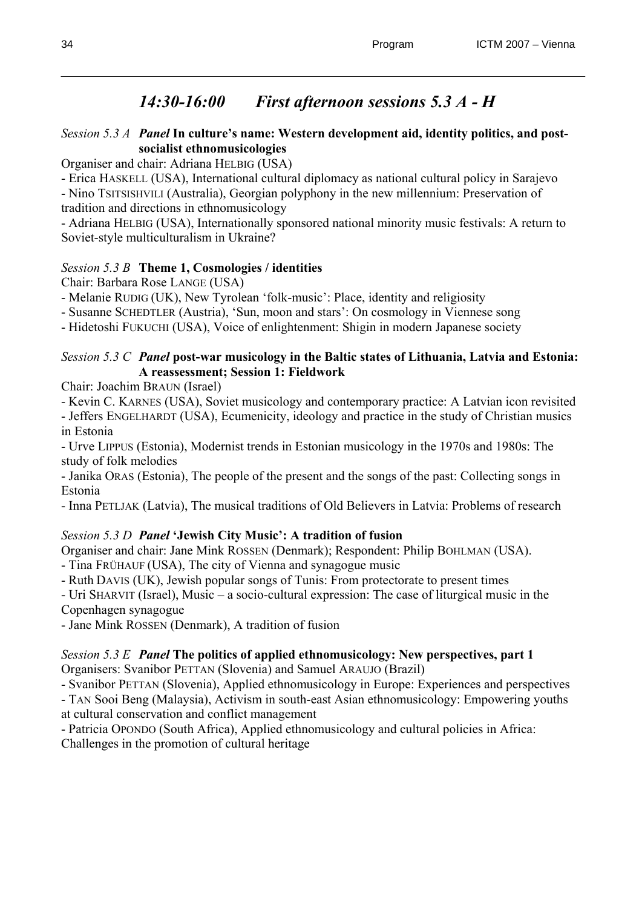## *14:30-16:00 First afternoon sessions 5.3 A - H*

*Session 5.3 A* ***Panel* In culture's name: Western development aid, identity politics, and post-socialist ethnomusicologies**

Organiser and chair: Adriana HELBIG (USA)

- Erica HASKELL (USA), International cultural diplomacy as national cultural policy in Sarajevo
- Nino TSITSISHVILI (Australia), Georgian polyphony in the new millennium: Preservation of tradition and directions in ethnomusicology
- Adriana HELBIG (USA), Internationally sponsored national minority music festivals: A return to Soviet-style multiculturalism in Ukraine?

*Session 5.3 B* **Theme 1, Cosmologies / identities**

Chair: Barbara Rose LANGE (USA)

- Melanie RUDIG (UK), New Tyrolean 'folk-music': Place, identity and religiosity
- Susanne SCHEDTLER (Austria), 'Sun, moon and stars': On cosmology in Viennese song
- Hidetoshi FUKUCHI (USA), Voice of enlightenment: Shigin in modern Japanese society

*Session 5.3 C* ***Panel* post-war musicology in the Baltic states of Lithuania, Latvia and Estonia: A reassessment; Session 1: Fieldwork**

Chair: Joachim BRAUN (Israel)

- Kevin C. KARNES (USA), Soviet musicology and contemporary practice: A Latvian icon revisited
- Jeffers ENGELHARDT (USA), Ecumenicity, ideology and practice in the study of Christian musics in Estonia
- Urve LIPPUS (Estonia), Modernist trends in Estonian musicology in the 1970s and 1980s: The study of folk melodies
- Janika ORAS (Estonia), The people of the present and the songs of the past: Collecting songs in Estonia
- Inna PETLJAK (Latvia), The musical traditions of Old Believers in Latvia: Problems of research

*Session 5.3 D* ***Panel* 'Jewish City Music': A tradition of fusion**

Organiser and chair: Jane Mink ROSSEN (Denmark); Respondent: Philip BOHLMAN (USA).

- Tina FRÜHAUF (USA), The city of Vienna and synagogue music
- Ruth DAVIS (UK), Jewish popular songs of Tunis: From protectorate to present times
- Uri SHARVIT (Israel), Music – a socio-cultural expression: The case of liturgical music in the Copenhagen synagogue
- Jane Mink ROSSEN (Denmark), A tradition of fusion

*Session 5.3 E* ***Panel* The politics of applied ethnomusicology: New perspectives, part 1**

Organisers: Svanibor PETTAN (Slovenia) and Samuel ARAUJO (Brazil)

- Svanibor PETTAN (Slovenia), Applied ethnomusicology in Europe: Experiences and perspectives
- TAN Sooi Beng (Malaysia), Activism in south-east Asian ethnomusicology: Empowering youths at cultural conservation and conflict management
- Patricia OPONDO (South Africa), Applied ethnomusicology and cultural policies in Africa: Challenges in the promotion of cultural heritage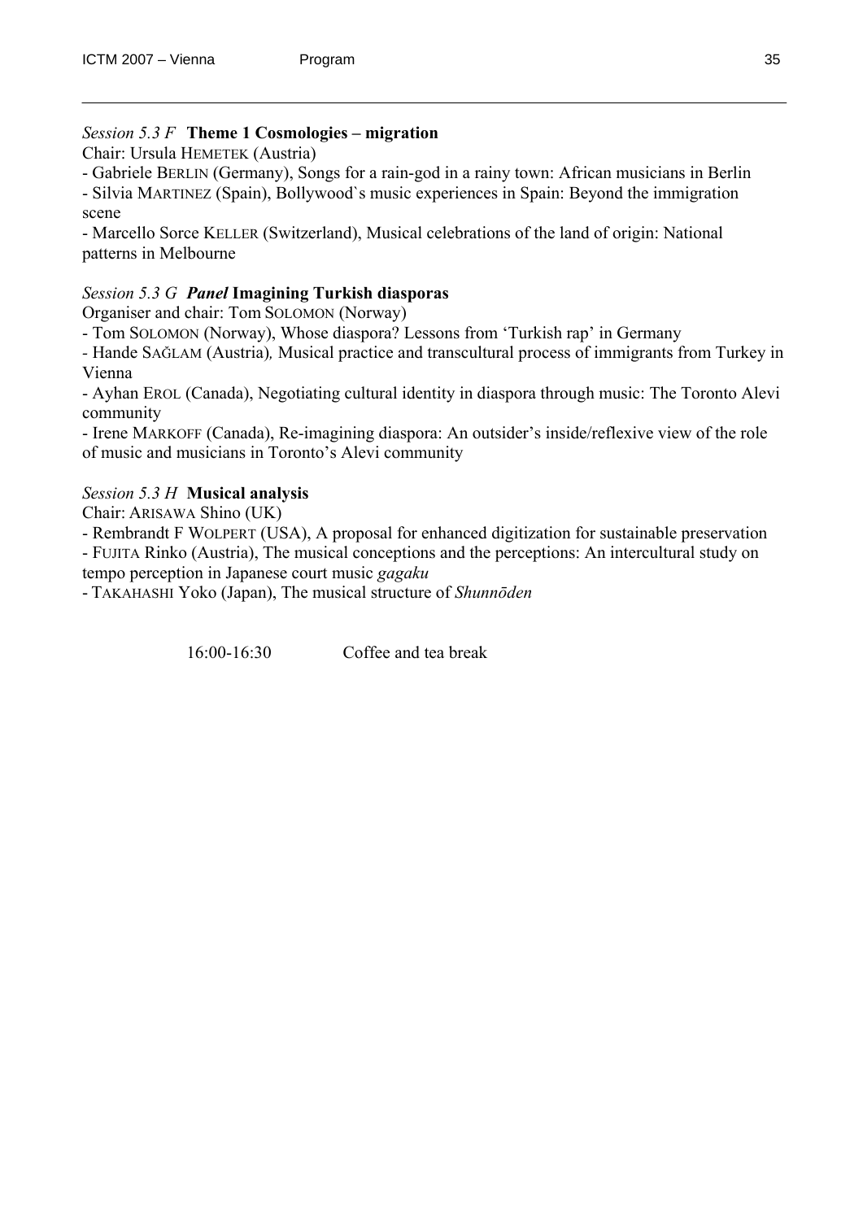*Session 5.3 F* **Theme 1 Cosmologies – migration**

Chair: Ursula HEMETEK (Austria)

- Gabriele BERLIN (Germany), Songs for a rain-god in a rainy town: African musicians in Berlin
- Silvia MARTINEZ (Spain), Bollywood`s music experiences in Spain: Beyond the immigration scene
- Marcello Sorce KELLER (Switzerland), Musical celebrations of the land of origin: National patterns in Melbourne

*Session 5.3 G* ***Panel*** **Imagining Turkish diasporas**

Organiser and chair: Tom SOLOMON (Norway)

- Tom SOLOMON (Norway), Whose diaspora? Lessons from 'Turkish rap' in Germany
- Hande SAĞLAM (Austria), Musical practice and transcultural process of immigrants from Turkey in Vienna
- Ayhan EROL (Canada), Negotiating cultural identity in diaspora through music: The Toronto Alevi community
- Irene MARKOFF (Canada), Re-imagining diaspora: An outsider's inside/reflexive view of the role of music and musicians in Toronto's Alevi community

*Session 5.3 H* **Musical analysis**

Chair: ARISAWA Shino (UK)

- Rembrandt F WOLPERT (USA), A proposal for enhanced digitization for sustainable preservation
- FUJITA Rinko (Austria), The musical conceptions and the perceptions: An intercultural study on tempo perception in Japanese court music *gagaku*
- TAKAHASHI Yoko (Japan), The musical structure of *Shunnōden*

16:00-16:30 Coffee and tea break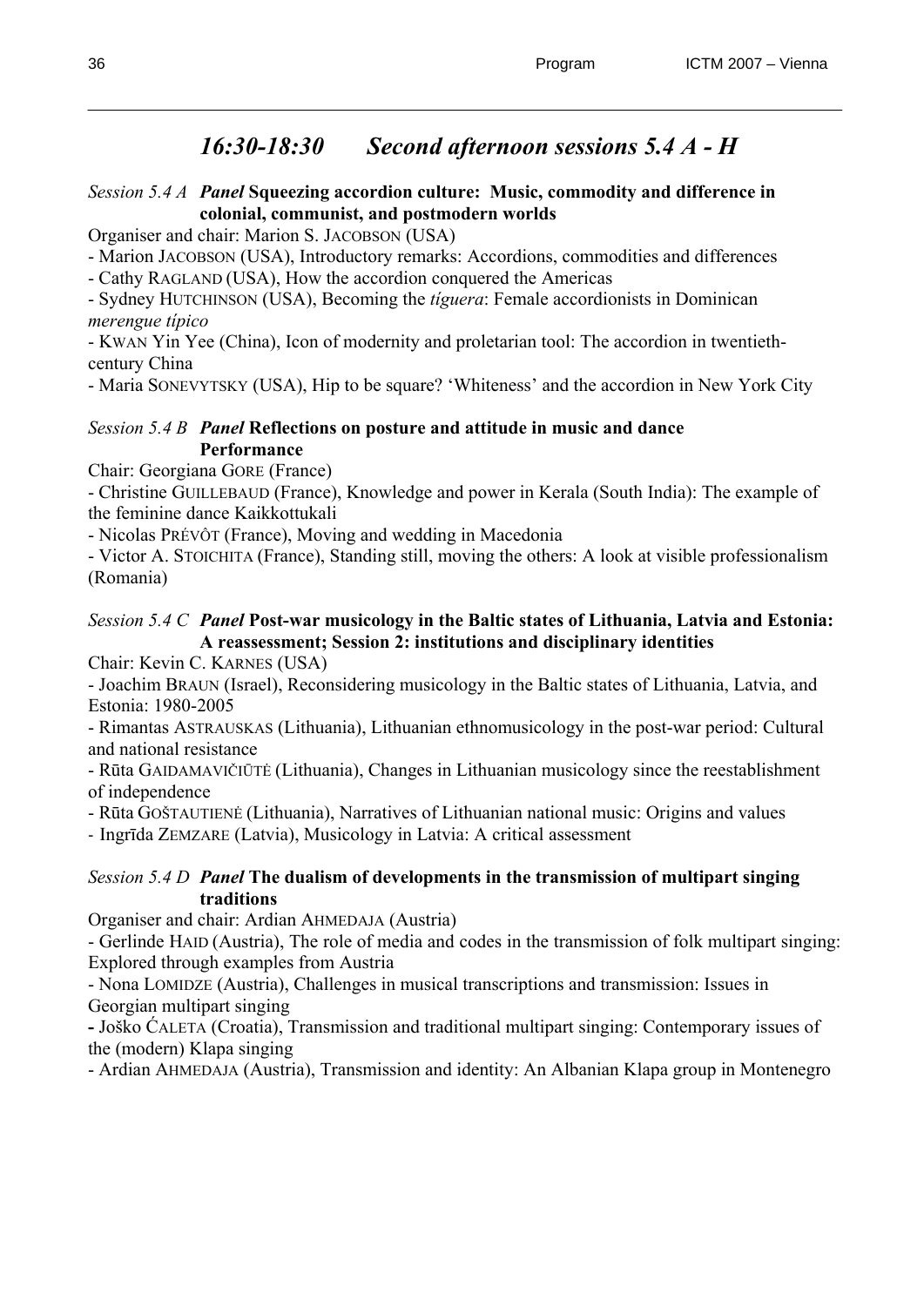## *16:30-18:30 Second afternoon sessions 5.4 A - H*

*Session 5.4 A* ***Panel*** **Squeezing accordion culture: Music, commodity and difference in colonial, communist, and postmodern worlds**

Organiser and chair: Marion S. JACOBSON (USA)

- Marion JACOBSON (USA), Introductory remarks: Accordions, commodities and differences
- Cathy RAGLAND (USA), How the accordion conquered the Americas
- Sydney HUTCHINSON (USA), Becoming the *tíguera*: Female accordionists in Dominican *merengue típico*
- KWAN Yin Yee (China), Icon of modernity and proletarian tool: The accordion in twentieth-century China
- Maria SONEVYTSKY (USA), Hip to be square? 'Whiteness' and the accordion in New York City

*Session 5.4 B* ***Panel*** **Reflections on posture and attitude in music and dance Performance**

Chair: Georgiana GORE (France)

- Christine GUILLEBAUD (France), Knowledge and power in Kerala (South India): The example of the feminine dance Kaikkottukali
- Nicolas PRÉVÔT (France), Moving and wedding in Macedonia
- Victor A. STOICHITA (France), Standing still, moving the others: A look at visible professionalism (Romania)

*Session 5.4 C* ***Panel*** **Post-war musicology in the Baltic states of Lithuania, Latvia and Estonia: A reassessment; Session 2: institutions and disciplinary identities**

Chair: Kevin C. KARNES (USA)

- Joachim BRAUN (Israel), Reconsidering musicology in the Baltic states of Lithuania, Latvia, and Estonia: 1980-2005
- Rimantas ASTRAUSKAS (Lithuania), Lithuanian ethnomusicology in the post-war period: Cultural and national resistance
- Rūta GAIDAMAVIČIŪTĖ (Lithuania), Changes in Lithuanian musicology since the reestablishment of independence
- Rūta GOŠTAUTIENĖ (Lithuania), Narratives of Lithuanian national music: Origins and values
- Ingrīda ZEMZARE (Latvia), Musicology in Latvia: A critical assessment

*Session 5.4 D* ***Panel*** **The dualism of developments in the transmission of multipart singing traditions**

Organiser and chair: Ardian AHMEDAJA (Austria)

- Gerlinde HAID (Austria), The role of media and codes in the transmission of folk multipart singing: Explored through examples from Austria
- Nona LOMIDZE (Austria), Challenges in musical transcriptions and transmission: Issues in Georgian multipart singing
- Joško ĆALETA (Croatia), Transmission and traditional multipart singing: Contemporary issues of the (modern) Klapa singing
- Ardian AHMEDAJA (Austria), Transmission and identity: An Albanian Klapa group in Montenegro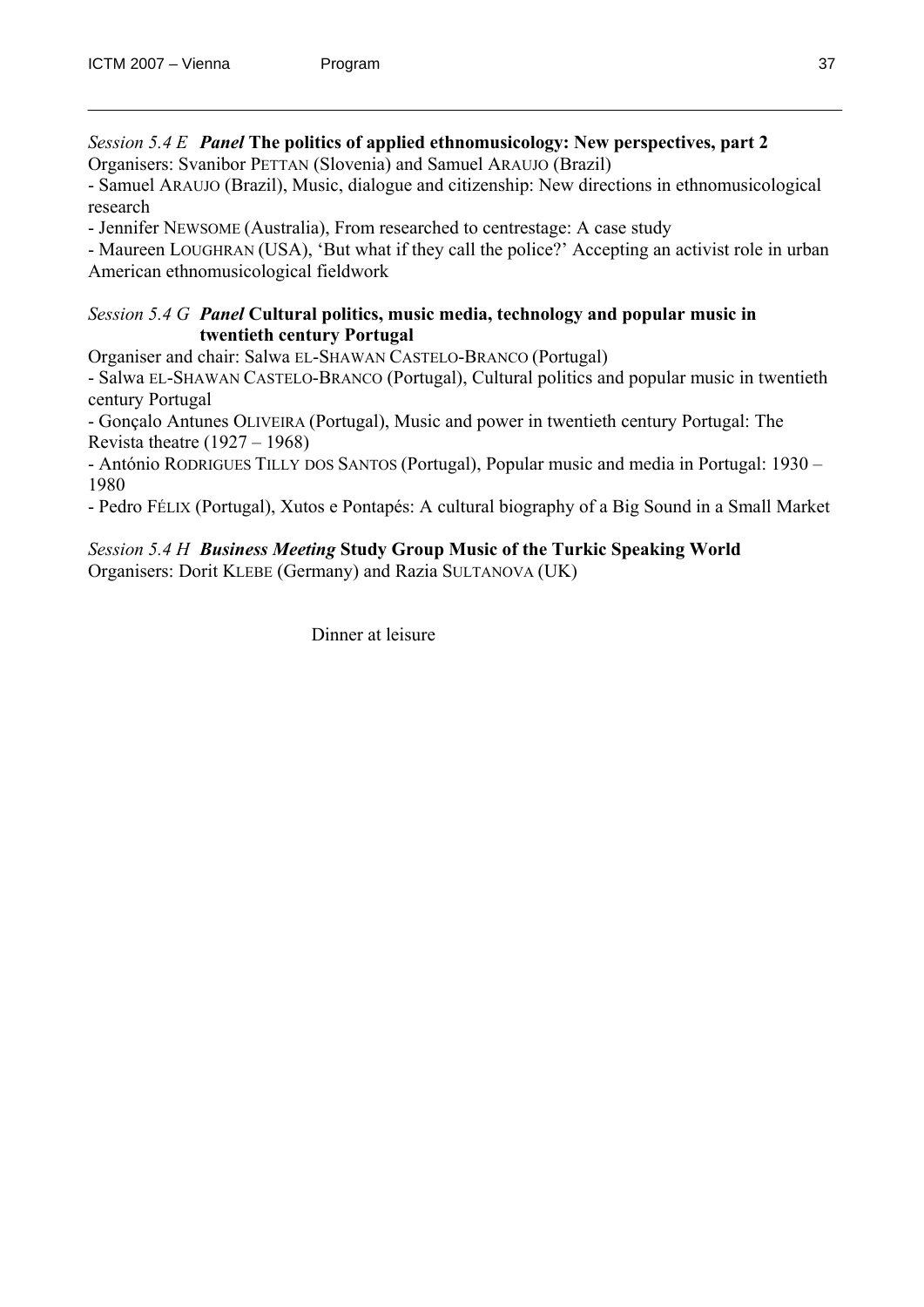*Session 5.4 E* ***Panel*** **The politics of applied ethnomusicology: New perspectives, part 2**
Organisers: Svanibor PETTAN (Slovenia) and Samuel ARAUJO (Brazil)
- Samuel ARAUJO (Brazil), Music, dialogue and citizenship: New directions in ethnomusicological research
- Jennifer NEWSOME (Australia), From researched to centrestage: A case study
- Maureen LOUGHRAN (USA), 'But what if they call the police?' Accepting an activist role in urban American ethnomusicological fieldwork

*Session 5.4 G* ***Panel*** **Cultural politics, music media, technology and popular music in twentieth century Portugal**
Organiser and chair: Salwa EL-SHAWAN CASTELO-BRANCO (Portugal)
- Salwa EL-SHAWAN CASTELO-BRANCO (Portugal), Cultural politics and popular music in twentieth century Portugal
- Gonçalo Antunes OLIVEIRA (Portugal), Music and power in twentieth century Portugal: The Revista theatre (1927 – 1968)
- António RODRIGUES TILLY DOS SANTOS (Portugal), Popular music and media in Portugal: 1930 – 1980
- Pedro FÉLIX (Portugal), Xutos e Pontapés: A cultural biography of a Big Sound in a Small Market

*Session 5.4 H* ***Business Meeting*** **Study Group Music of the Turkic Speaking World**
Organisers: Dorit KLEBE (Germany) and Razia SULTANOVA (UK)

Dinner at leisure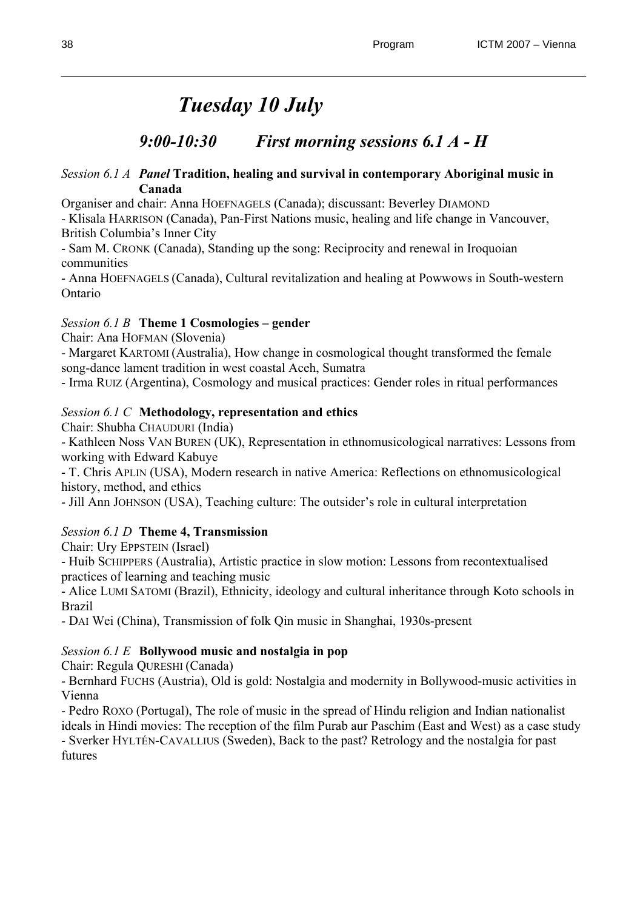# *Tuesday 10 July*

## *9:00-10:30 First morning sessions 6.1 A - H*

*Session 6.1 A* ***Panel* Tradition, healing and survival in contemporary Aboriginal music in Canada**

Organiser and chair: Anna HOEFNAGELS (Canada); discussant: Beverley DIAMOND

- Klisala HARRISON (Canada), Pan-First Nations music, healing and life change in Vancouver, British Columbia's Inner City
- Sam M. CRONK (Canada), Standing up the song: Reciprocity and renewal in Iroquoian communities
- Anna HOEFNAGELS (Canada), Cultural revitalization and healing at Powwows in South-western Ontario

*Session 6.1 B* **Theme 1 Cosmologies – gender**

Chair: Ana HOFMAN (Slovenia)

- Margaret KARTOMI (Australia), How change in cosmological thought transformed the female song-dance lament tradition in west coastal Aceh, Sumatra
- Irma RUIZ (Argentina), Cosmology and musical practices: Gender roles in ritual performances

*Session 6.1 C* **Methodology, representation and ethics**

Chair: Shubha CHAUDURI (India)

- Kathleen Noss VAN BUREN (UK), Representation in ethnomusicological narratives: Lessons from working with Edward Kabuye
- T. Chris APLIN (USA), Modern research in native America: Reflections on ethnomusicological history, method, and ethics
- Jill Ann JOHNSON (USA), Teaching culture: The outsider's role in cultural interpretation

*Session 6.1 D* **Theme 4, Transmission**

Chair: Ury EPPSTEIN (Israel)

- Huib SCHIPPERS (Australia), Artistic practice in slow motion: Lessons from recontextualised practices of learning and teaching music
- Alice LUMI SATOMI (Brazil), Ethnicity, ideology and cultural inheritance through Koto schools in Brazil
- DAI Wei (China), Transmission of folk Qin music in Shanghai, 1930s-present

*Session 6.1 E* **Bollywood music and nostalgia in pop**

Chair: Regula QURESHI (Canada)

- Bernhard FUCHS (Austria), Old is gold: Nostalgia and modernity in Bollywood-music activities in Vienna
- Pedro ROXO (Portugal), The role of music in the spread of Hindu religion and Indian nationalist ideals in Hindi movies: The reception of the film Purab aur Paschim (East and West) as a case study
- Sverker HYLTÉN-CAVALLIUS (Sweden), Back to the past? Retrology and the nostalgia for past futures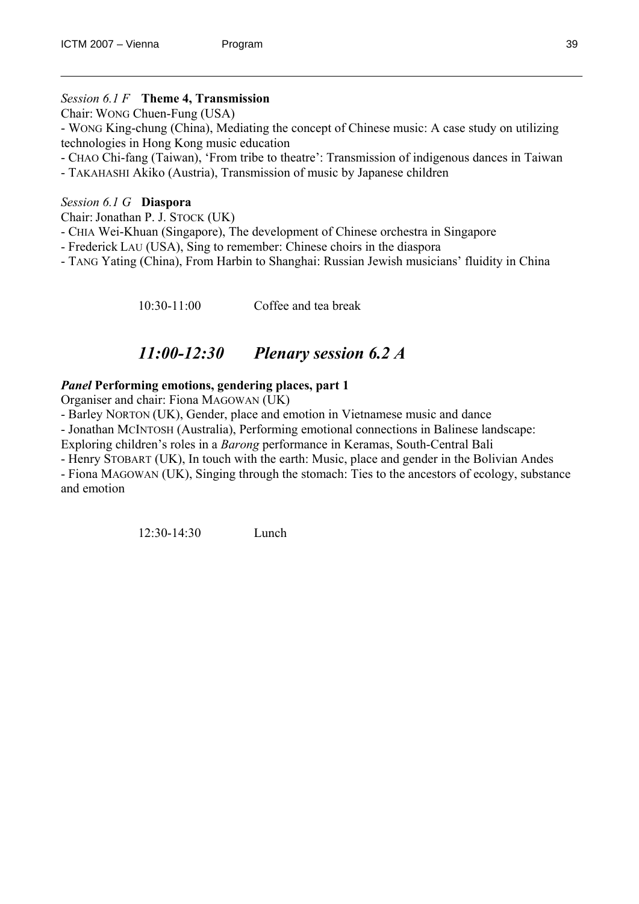*Session 6.1 F* **Theme 4, Transmission**

Chair: WONG Chuen-Fung (USA)

- WONG King-chung (China), Mediating the concept of Chinese music: A case study on utilizing technologies in Hong Kong music education
- CHAO Chi-fang (Taiwan), 'From tribe to theatre': Transmission of indigenous dances in Taiwan
- TAKAHASHI Akiko (Austria), Transmission of music by Japanese children

*Session 6.1 G* **Diaspora**

Chair: Jonathan P. J. STOCK (UK)

- CHIA Wei-Khuan (Singapore), The development of Chinese orchestra in Singapore
- Frederick LAU (USA), Sing to remember: Chinese choirs in the diaspora
- TANG Yating (China), From Harbin to Shanghai: Russian Jewish musicians' fluidity in China

10:30-11:00 Coffee and tea break

## *11:00-12:30 Plenary session 6.2 A*

***Panel*** **Performing emotions, gendering places, part 1**

Organiser and chair: Fiona MAGOWAN (UK)

- Barley NORTON (UK), Gender, place and emotion in Vietnamese music and dance
- Jonathan MCINTOSH (Australia), Performing emotional connections in Balinese landscape: Exploring children's roles in a *Barong* performance in Keramas, South-Central Bali
- Henry STOBART (UK), In touch with the earth: Music, place and gender in the Bolivian Andes
- Fiona MAGOWAN (UK), Singing through the stomach: Ties to the ancestors of ecology, substance and emotion

12:30-14:30 Lunch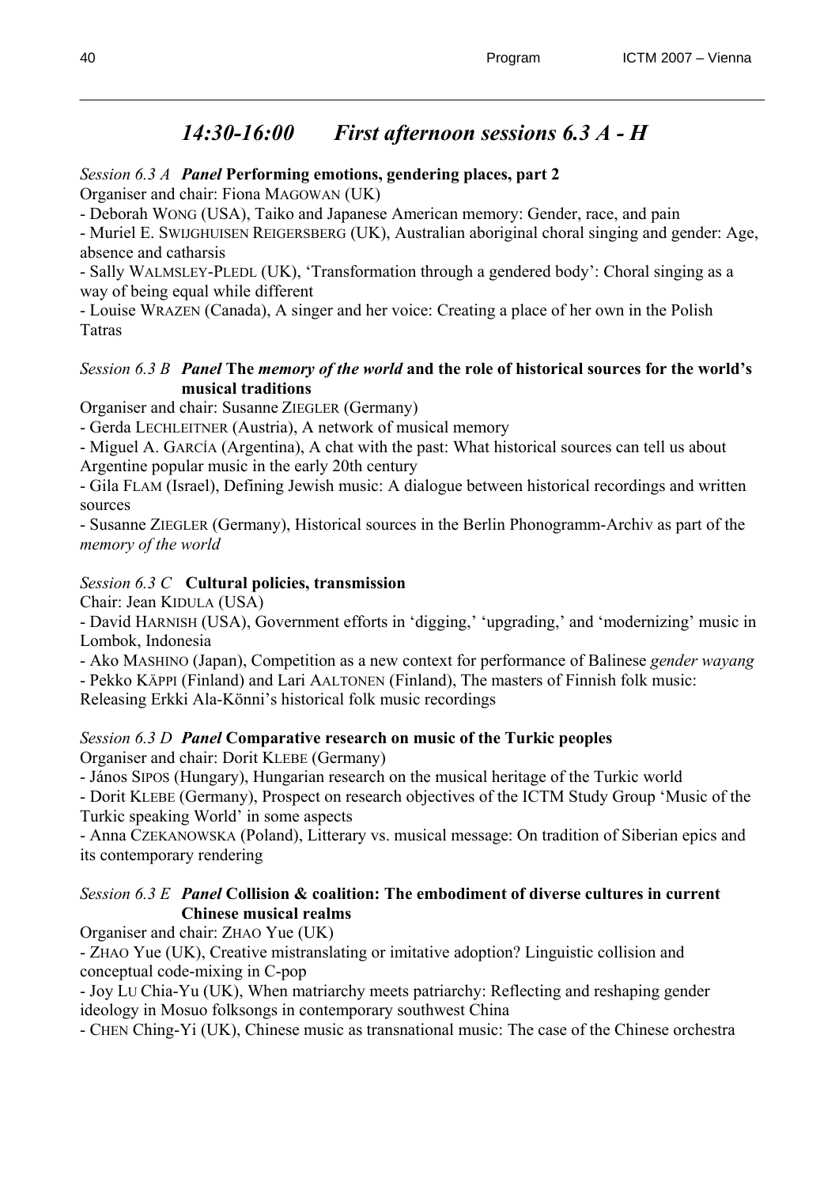## *14:30-16:00 First afternoon sessions 6.3 A - H*

*Session 6.3 A* ***Panel*** **Performing emotions, gendering places, part 2**

Organiser and chair: Fiona MAGOWAN (UK)

- Deborah WONG (USA), Taiko and Japanese American memory: Gender, race, and pain
- Muriel E. SWIJGHUISEN REIGERSBERG (UK), Australian aboriginal choral singing and gender: Age, absence and catharsis
- Sally WALMSLEY-PLEDL (UK), 'Transformation through a gendered body': Choral singing as a way of being equal while different
- Louise WRAZEN (Canada), A singer and her voice: Creating a place of her own in the Polish Tatras

*Session 6.3 B* ***Panel*** **The *memory of the world* and the role of historical sources for the world's musical traditions**

Organiser and chair: Susanne ZIEGLER (Germany)

- Gerda LECHLEITNER (Austria), A network of musical memory
- Miguel A. GARCÍA (Argentina), A chat with the past: What historical sources can tell us about Argentine popular music in the early 20th century
- Gila FLAM (Israel), Defining Jewish music: A dialogue between historical recordings and written sources
- Susanne ZIEGLER (Germany), Historical sources in the Berlin Phonogramm-Archiv as part of the *memory of the world*

*Session 6.3 C* **Cultural policies, transmission**

Chair: Jean KIDULA (USA)

- David HARNISH (USA), Government efforts in 'digging,' 'upgrading,' and 'modernizing' music in Lombok, Indonesia
- Ako MASHINO (Japan), Competition as a new context for performance of Balinese *gender wayang*
- Pekko KÄPPI (Finland) and Lari AALTONEN (Finland), The masters of Finnish folk music: Releasing Erkki Ala-Könni's historical folk music recordings

*Session 6.3 D* ***Panel*** **Comparative research on music of the Turkic peoples**

Organiser and chair: Dorit KLEBE (Germany)

- János SIPOS (Hungary), Hungarian research on the musical heritage of the Turkic world
- Dorit KLEBE (Germany), Prospect on research objectives of the ICTM Study Group 'Music of the Turkic speaking World' in some aspects
- Anna CZEKANOWSKA (Poland), Litterary vs. musical message: On tradition of Siberian epics and its contemporary rendering

*Session 6.3 E* ***Panel*** **Collision & coalition: The embodiment of diverse cultures in current Chinese musical realms**

Organiser and chair: ZHAO Yue (UK)

- ZHAO Yue (UK), Creative mistranslating or imitative adoption? Linguistic collision and conceptual code-mixing in C-pop
- Joy LU Chia-Yu (UK), When matriarchy meets patriarchy: Reflecting and reshaping gender ideology in Mosuo folksongs in contemporary southwest China
- CHEN Ching-Yi (UK), Chinese music as transnational music: The case of the Chinese orchestra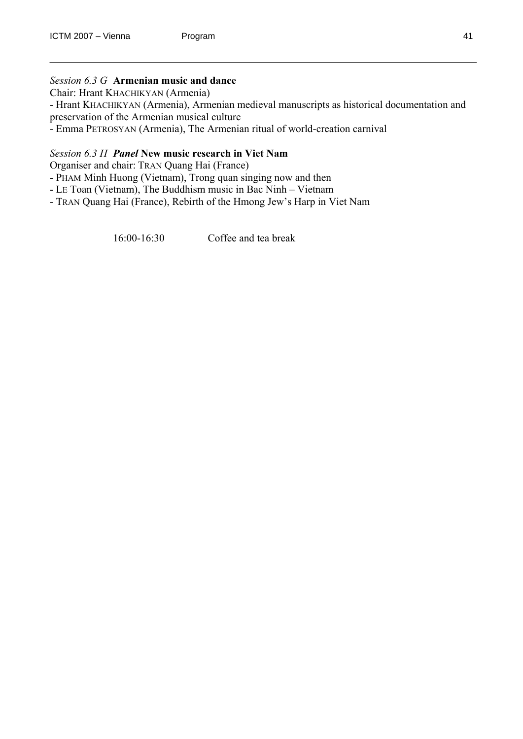*Session 6.3 G* **Armenian music and dance**

Chair: Hrant KHACHIKYAN (Armenia)

- Hrant KHACHIKYAN (Armenia), Armenian medieval manuscripts as historical documentation and preservation of the Armenian musical culture
- Emma PETROSYAN (Armenia), The Armenian ritual of world-creation carnival

*Session 6.3 H* ***Panel*** **New music research in Viet Nam**

Organiser and chair: TRAN Quang Hai (France)

- PHAM Minh Huong (Vietnam), Trong quan singing now and then
- LE Toan (Vietnam), The Buddhism music in Bac Ninh – Vietnam
- TRAN Quang Hai (France), Rebirth of the Hmong Jew's Harp in Viet Nam

16:00-16:30 Coffee and tea break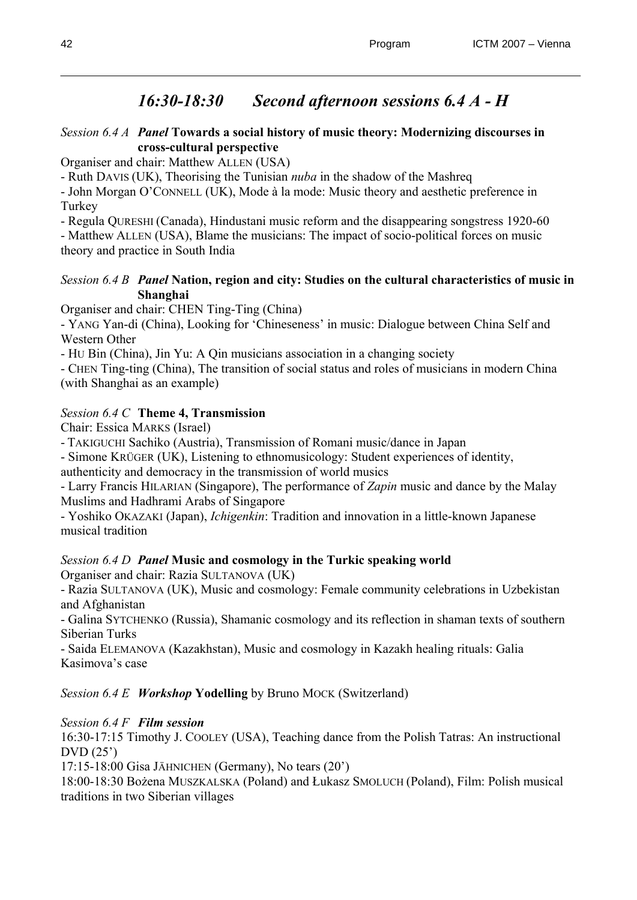## *16:30-18:30 Second afternoon sessions 6.4 A - H*

*Session 6.4 A* ***Panel*** **Towards a social history of music theory: Modernizing discourses in cross-cultural perspective**

Organiser and chair: Matthew ALLEN (USA)

- Ruth DAVIS (UK), Theorising the Tunisian *nuba* in the shadow of the Mashreq
- John Morgan O'CONNELL (UK), Mode à la mode: Music theory and aesthetic preference in Turkey
- Regula QURESHI (Canada), Hindustani music reform and the disappearing songstress 1920-60
- Matthew ALLEN (USA), Blame the musicians: The impact of socio-political forces on music theory and practice in South India

*Session 6.4 B* ***Panel*** **Nation, region and city: Studies on the cultural characteristics of music in Shanghai**

Organiser and chair: CHEN Ting-Ting (China)

- YANG Yan-di (China), Looking for 'Chineseness' in music: Dialogue between China Self and Western Other
- HU Bin (China), Jin Yu: A Qin musicians association in a changing society
- CHEN Ting-ting (China), The transition of social status and roles of musicians in modern China (with Shanghai as an example)

*Session 6.4 C* **Theme 4, Transmission**

Chair: Essica MARKS (Israel)

- TAKIGUCHI Sachiko (Austria), Transmission of Romani music/dance in Japan
- Simone KRÜGER (UK), Listening to ethnomusicology: Student experiences of identity, authenticity and democracy in the transmission of world musics
- Larry Francis HILARIAN (Singapore), The performance of *Zapin* music and dance by the Malay Muslims and Hadhrami Arabs of Singapore
- Yoshiko OKAZAKI (Japan), *Ichigenkin*: Tradition and innovation in a little-known Japanese musical tradition

*Session 6.4 D* ***Panel*** **Music and cosmology in the Turkic speaking world**

Organiser and chair: Razia SULTANOVA (UK)

- Razia SULTANOVA (UK), Music and cosmology: Female community celebrations in Uzbekistan and Afghanistan
- Galina SYTCHENKO (Russia), Shamanic cosmology and its reflection in shaman texts of southern Siberian Turks
- Saida ELEMANOVA (Kazakhstan), Music and cosmology in Kazakh healing rituals: Galia Kasimova's case

*Session 6.4 E* ***Workshop*** **Yodelling** by Bruno MOCK (Switzerland)

*Session 6.4 F* ***Film session***

16:30-17:15 Timothy J. COOLEY (USA), Teaching dance from the Polish Tatras: An instructional DVD (25')

17:15-18:00 Gisa JÄHNICHEN (Germany), No tears (20')

18:00-18:30 Bożena MUSZKALSKA (Poland) and Łukasz SMOLUCH (Poland), Film: Polish musical traditions in two Siberian villages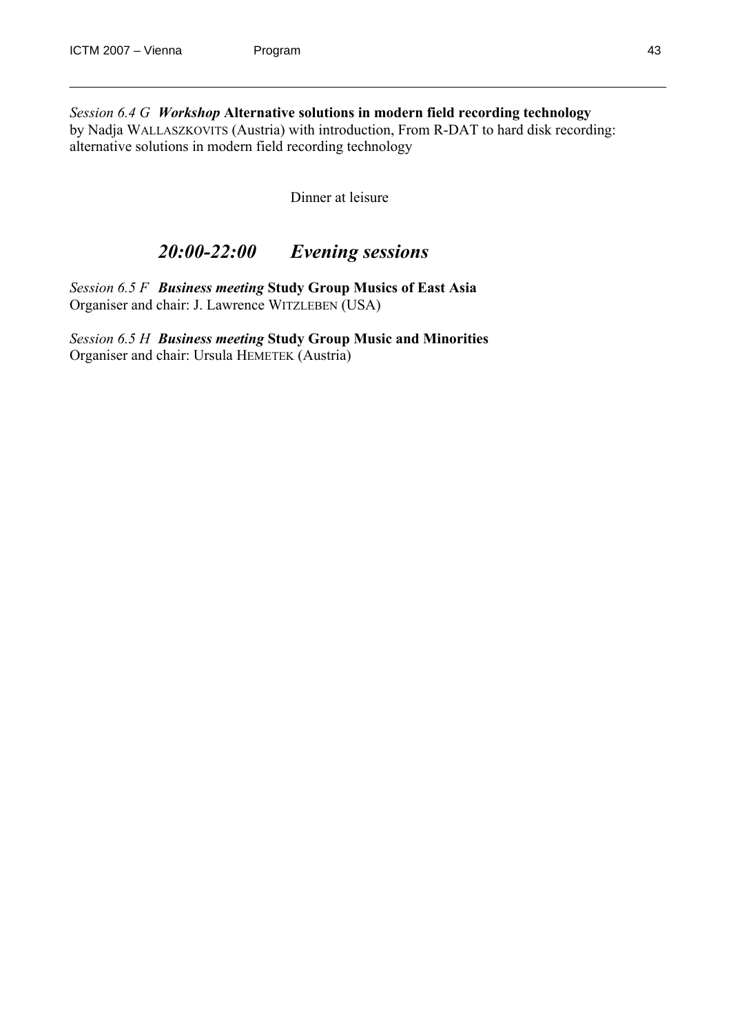*Session 6.4 G* ***Workshop*** **Alternative solutions in modern field recording technology**
by Nadja WALLASZKOVITS (Austria) with introduction, From R-DAT to hard disk recording: alternative solutions in modern field recording technology

Dinner at leisure

## *20:00-22:00 Evening sessions*

*Session 6.5 F* ***Business meeting*** **Study Group Musics of East Asia**
Organiser and chair: J. Lawrence WITZLEBEN (USA)

*Session 6.5 H* ***Business meeting*** **Study Group Music and Minorities**
Organiser and chair: Ursula HEMETEK (Austria)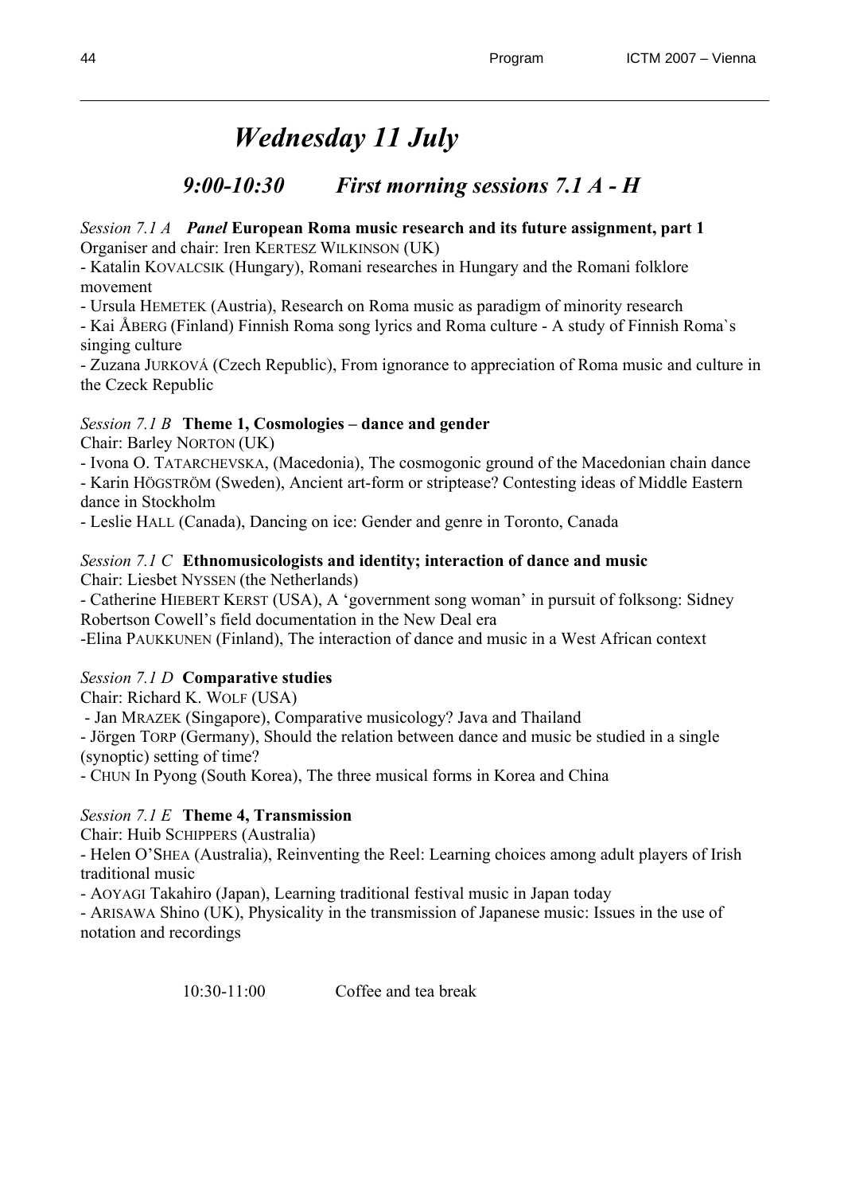# *Wednesday 11 July*

## *9:00-10:30 First morning sessions 7.1 A - H*

*Session 7.1 A* ***Panel*** **European Roma music research and its future assignment, part 1**
Organiser and chair: Iren KERTESZ WILKINSON (UK)
- Katalin KOVALCSIK (Hungary), Romani researches in Hungary and the Romani folklore movement
- Ursula HEMETEK (Austria), Research on Roma music as paradigm of minority research
- Kai ÅBERG (Finland) Finnish Roma song lyrics and Roma culture - A study of Finnish Roma`s singing culture
- Zuzana JURKOVÁ (Czech Republic), From ignorance to appreciation of Roma music and culture in the Czeck Republic

*Session 7.1 B* **Theme 1, Cosmologies – dance and gender**
Chair: Barley NORTON (UK)
- Ivona O. TATARCHEVSKA, (Macedonia), The cosmogonic ground of the Macedonian chain dance
- Karin HÖGSTRÖM (Sweden), Ancient art-form or striptease? Contesting ideas of Middle Eastern dance in Stockholm
- Leslie HALL (Canada), Dancing on ice: Gender and genre in Toronto, Canada

*Session 7.1 C* **Ethnomusicologists and identity; interaction of dance and music**
Chair: Liesbet NYSSEN (the Netherlands)
- Catherine HIEBERT KERST (USA), A 'government song woman' in pursuit of folksong: Sidney Robertson Cowell's field documentation in the New Deal era
-Elina PAUKKUNEN (Finland), The interaction of dance and music in a West African context

*Session 7.1 D* **Comparative studies**
Chair: Richard K. WOLF (USA)
- Jan MRAZEK (Singapore), Comparative musicology? Java and Thailand
- Jörgen TORP (Germany), Should the relation between dance and music be studied in a single (synoptic) setting of time?
- CHUN In Pyong (South Korea), The three musical forms in Korea and China

*Session 7.1 E* **Theme 4, Transmission**
Chair: Huib SCHIPPERS (Australia)
- Helen O'SHEA (Australia), Reinventing the Reel: Learning choices among adult players of Irish traditional music
- AOYAGI Takahiro (Japan), Learning traditional festival music in Japan today
- ARISAWA Shino (UK), Physicality in the transmission of Japanese music: Issues in the use of notation and recordings

10:30-11:00 Coffee and tea break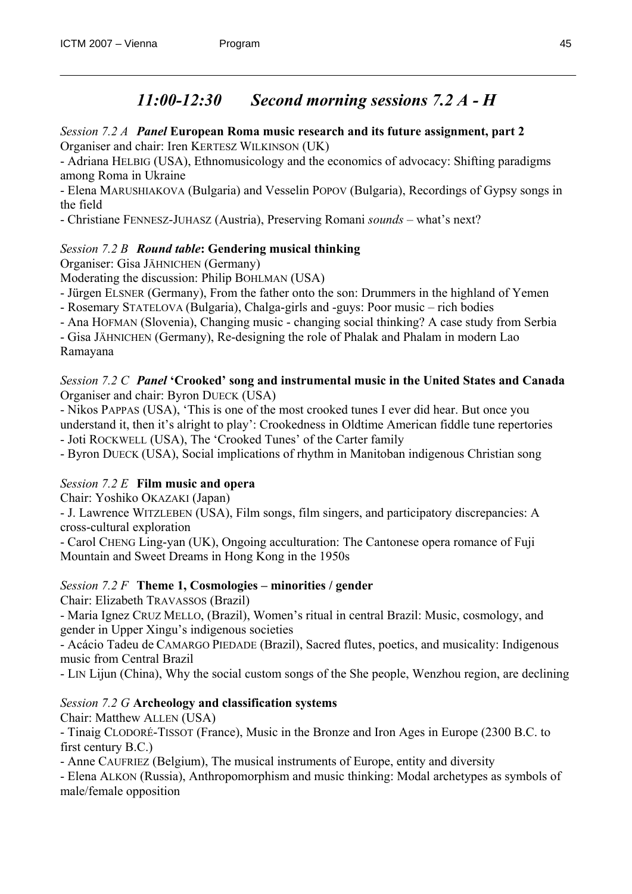## *11:00-12:30 Second morning sessions 7.2 A - H*

*Session 7.2 A* ***Panel*** **European Roma music research and its future assignment, part 2**
Organiser and chair: Iren KERTESZ WILKINSON (UK)
- Adriana HELBIG (USA), Ethnomusicology and the economics of advocacy: Shifting paradigms among Roma in Ukraine
- Elena MARUSHIAKOVA (Bulgaria) and Vesselin POPOV (Bulgaria), Recordings of Gypsy songs in the field
- Christiane FENNESZ-JUHASZ (Austria), Preserving Romani *sounds* – what's next?

*Session 7.2 B* ***Round table*****: Gendering musical thinking**
Organiser: Gisa JÄHNICHEN (Germany)
Moderating the discussion: Philip BOHLMAN (USA)
- Jürgen ELSNER (Germany), From the father onto the son: Drummers in the highland of Yemen
- Rosemary STATELOVA (Bulgaria), Chalga-girls and -guys: Poor music – rich bodies
- Ana HOFMAN (Slovenia), Changing music - changing social thinking? A case study from Serbia
- Gisa JÄHNICHEN (Germany), Re-designing the role of Phalak and Phalam in modern Lao Ramayana

*Session 7.2 C* ***Panel*** **'Crooked' song and instrumental music in the United States and Canada**
Organiser and chair: Byron DUECK (USA)
- Nikos PAPPAS (USA), 'This is one of the most crooked tunes I ever did hear. But once you understand it, then it's alright to play': Crookedness in Oldtime American fiddle tune repertories
- Joti ROCKWELL (USA), The 'Crooked Tunes' of the Carter family
- Byron DUECK (USA), Social implications of rhythm in Manitoban indigenous Christian song

*Session 7.2 E* **Film music and opera**
Chair: Yoshiko OKAZAKI (Japan)
- J. Lawrence WITZLEBEN (USA), Film songs, film singers, and participatory discrepancies: A cross-cultural exploration
- Carol CHENG Ling-yan (UK), Ongoing acculturation: The Cantonese opera romance of Fuji Mountain and Sweet Dreams in Hong Kong in the 1950s

*Session 7.2 F* **Theme 1, Cosmologies – minorities / gender**
Chair: Elizabeth TRAVASSOS (Brazil)
- Maria Ignez CRUZ MELLO, (Brazil), Women's ritual in central Brazil: Music, cosmology, and gender in Upper Xingu's indigenous societies
- Acácio Tadeu de CAMARGO PIEDADE (Brazil), Sacred flutes, poetics, and musicality: Indigenous music from Central Brazil
- LIN Lijun (China), Why the social custom songs of the She people, Wenzhou region, are declining

*Session 7.2 G* **Archeology and classification systems**
Chair: Matthew ALLEN (USA)
- Tinaig CLODORÉ-TISSOT (France), Music in the Bronze and Iron Ages in Europe (2300 B.C. to first century B.C.)
- Anne CAUFRIEZ (Belgium), The musical instruments of Europe, entity and diversity
- Elena ALKON (Russia), Anthropomorphism and music thinking: Modal archetypes as symbols of male/female opposition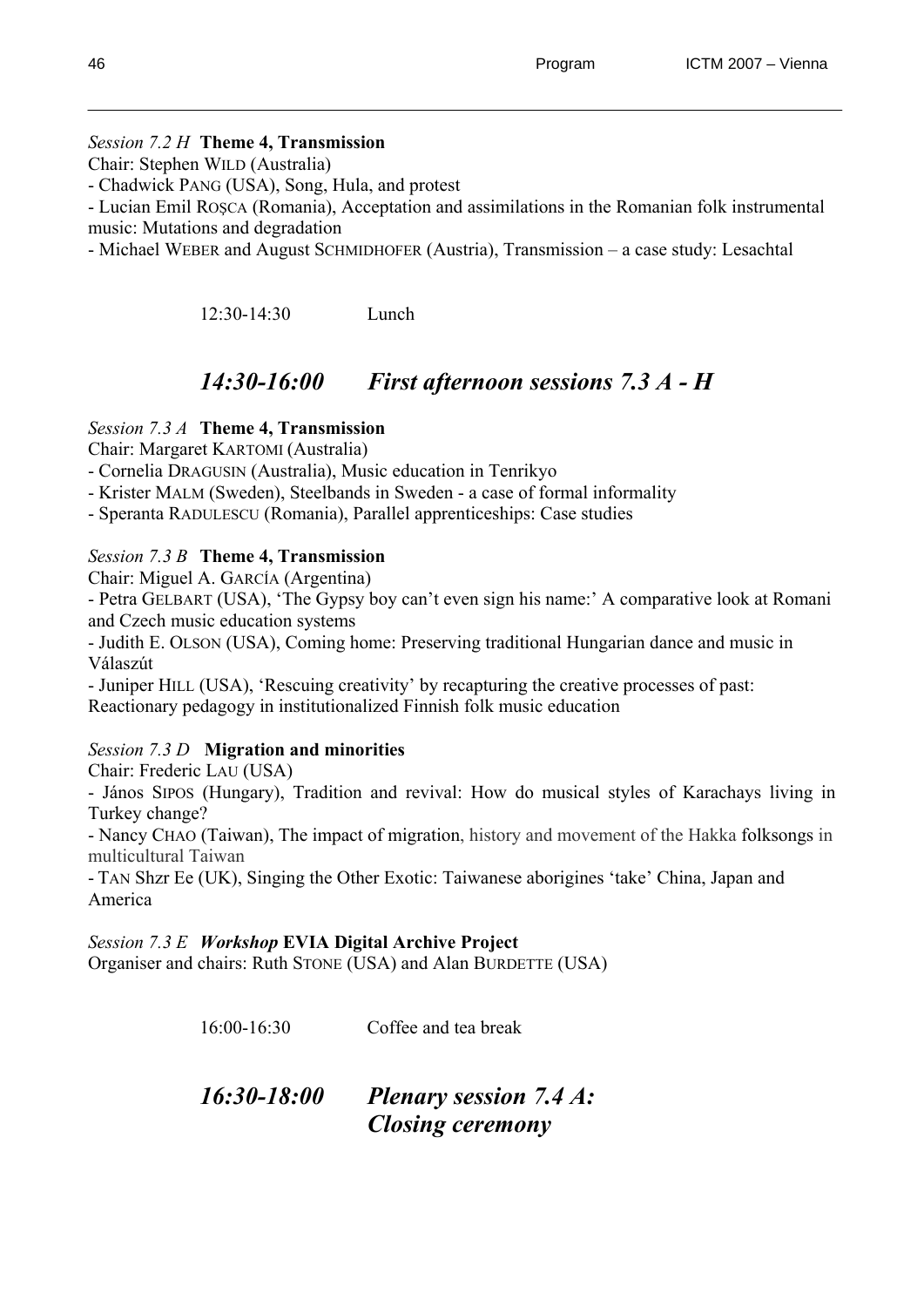*Session 7.2 H* **Theme 4, Transmission**

Chair: Stephen WILD (Australia)

- Chadwick PANG (USA), Song, Hula, and protest
- Lucian Emil ROȘCA (Romania), Acceptation and assimilations in the Romanian folk instrumental music: Mutations and degradation
- Michael WEBER and August SCHMIDHOFER (Austria), Transmission – a case study: Lesachtal

12:30-14:30 Lunch

## *14:30-16:00 First afternoon sessions 7.3 A - H*

*Session 7.3 A* **Theme 4, Transmission**

Chair: Margaret KARTOMI (Australia)

- Cornelia DRAGUSIN (Australia), Music education in Tenrikyo
- Krister MALM (Sweden), Steelbands in Sweden - a case of formal informality
- Speranta RADULESCU (Romania), Parallel apprenticeships: Case studies

*Session 7.3 B* **Theme 4, Transmission**

Chair: Miguel A. GARCÍA (Argentina)

- Petra GELBART (USA), 'The Gypsy boy can't even sign his name:' A comparative look at Romani and Czech music education systems
- Judith E. OLSON (USA), Coming home: Preserving traditional Hungarian dance and music in Válaszút
- Juniper HILL (USA), 'Rescuing creativity' by recapturing the creative processes of past: Reactionary pedagogy in institutionalized Finnish folk music education

*Session 7.3 D* **Migration and minorities**

Chair: Frederic LAU (USA)

- János SIPOS (Hungary), Tradition and revival: How do musical styles of Karachays living in Turkey change?
- Nancy CHAO (Taiwan), The impact of migration, history and movement of the Hakka folksongs in multicultural Taiwan
- TAN Shzr Ee (UK), Singing the Other Exotic: Taiwanese aborigines 'take' China, Japan and America

*Session 7.3 E* ***Workshop*** **EVIA Digital Archive Project**

Organiser and chairs: Ruth STONE (USA) and Alan BURDETTE (USA)

16:00-16:30 Coffee and tea break

## *16:30-18:00 Plenary session 7.4 A: Closing ceremony*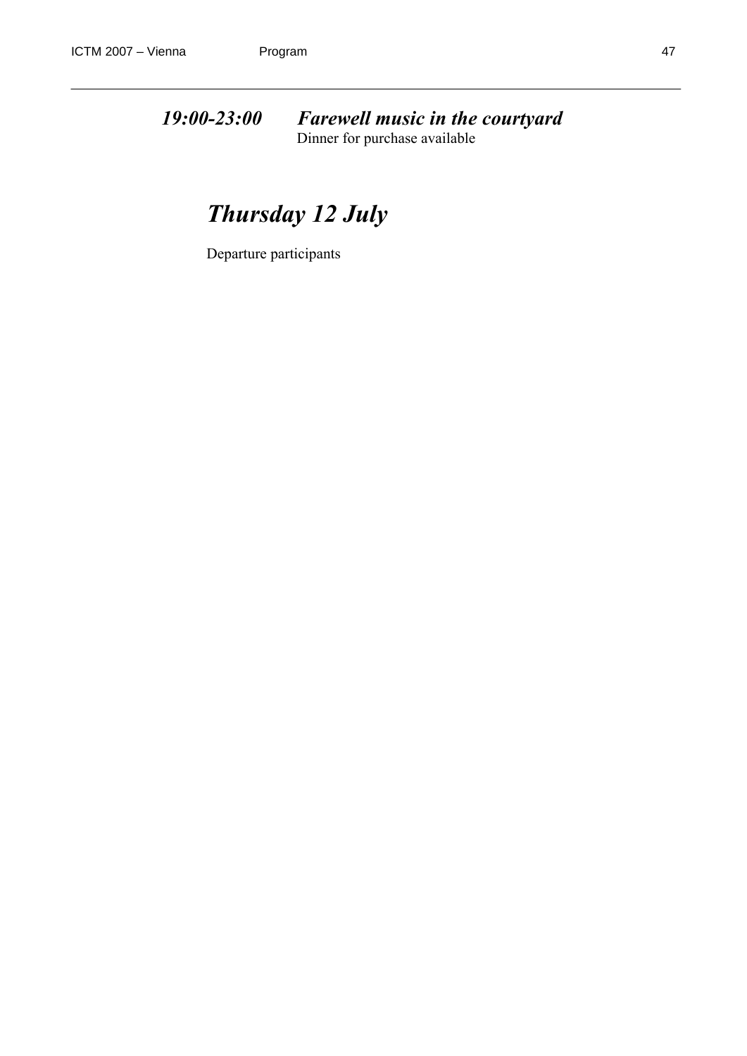***19:00-23:00 Farewell music in the courtyard***

Dinner for purchase available

## *Thursday 12 July*

Departure participants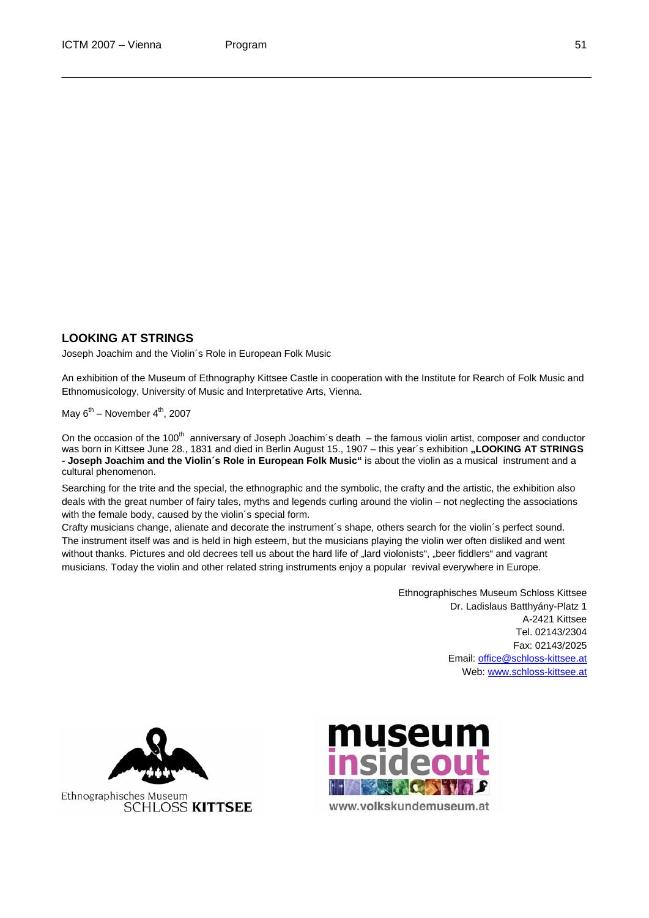## LOOKING AT STRINGS

Joseph Joachim and the Violin´s Role in European Folk Music

An exhibition of the Museum of Ethnography Kittsee Castle in cooperation with the Institute for Rearch of Folk Music and Ethnomusicology, University of Music and Interpretative Arts, Vienna.

May 6th – November 4th, 2007

On the occasion of the 100th anniversary of Joseph Joachim´s death – the famous violin artist, composer and conductor was born in Kittsee June 28., 1831 and died in Berlin August 15., 1907 – this year´s exhibition **„LOOKING AT STRINGS - Joseph Joachim and the Violin´s Role in European Folk Music"** is about the violin as a musical instrument and a cultural phenomenon.

Searching for the trite and the special, the ethnographic and the symbolic, the crafty and the artistic, the exhibition also deals with the great number of fairy tales, myths and legends curling around the violin – not neglecting the associations with the female body, caused by the violin´s special form.

Crafty musicians change, alienate and decorate the instrument´s shape, others search for the violin´s perfect sound. The instrument itself was and is held in high esteem, but the musicians playing the violin wer often disliked and went without thanks. Pictures and old decrees tell us about the hard life of „lard violonists", „beer fiddlers" and vagrant musicians. Today the violin and other related string instruments enjoy a popular revival everywhere in Europe.

Ethnographisches Museum Schloss Kittsee
Dr. Ladislaus Batthyány-Platz 1
A-2421 Kittsee
Tel. 02143/2304
Fax: 02143/2025
Email: office@schloss-kittsee.at
Web: www.schloss-kittsee.at

Ethnographisches Museum SCHLOSS **KITTSEE**

museum insideout
www.volkskundemuseum.at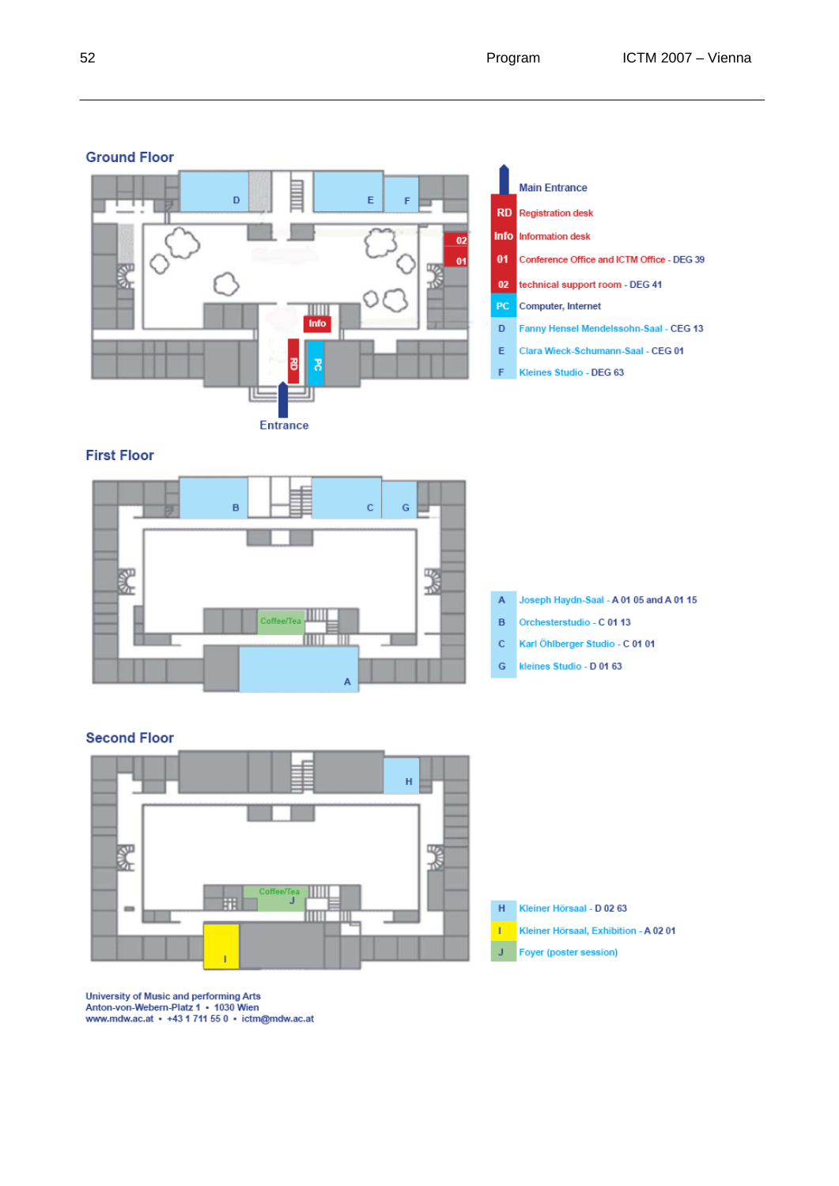## Ground Floor

D

E

F

02

01

Info

RD

PC

Entrance

Main Entrance

RD Registration desk

Info Information desk

01 Conference Office and ICTM Office - DEG 39

02 technical support room - DEG 41

PC Computer, Internet

D Fanny Hensel Mendelssohn-Saal - CEG 13

E Clara Wieck-Schumann-Saal - CEG 01

F Kleines Studio - DEG 63

## First Floor

B

C

G

Coffee/Tea

A

A Joseph Haydn-Saal - A 01 05 and A 01 15

B Orchesterstudio - C 01 13

C Karl Öhlberger Studio - C 01 01

G kleines Studio - D 01 63

## Second Floor

H

Coffee/Tea
J

I

H Kleiner Hörsaal - D 02 63

I Kleiner Hörsaal, Exhibition - A 02 01

J Foyer (poster session)

University of Music and performing Arts
Anton-von-Webern-Platz 1 • 1030 Wien
www.mdw.ac.at • +43 1 711 55 0 • ictm@mdw.ac.at